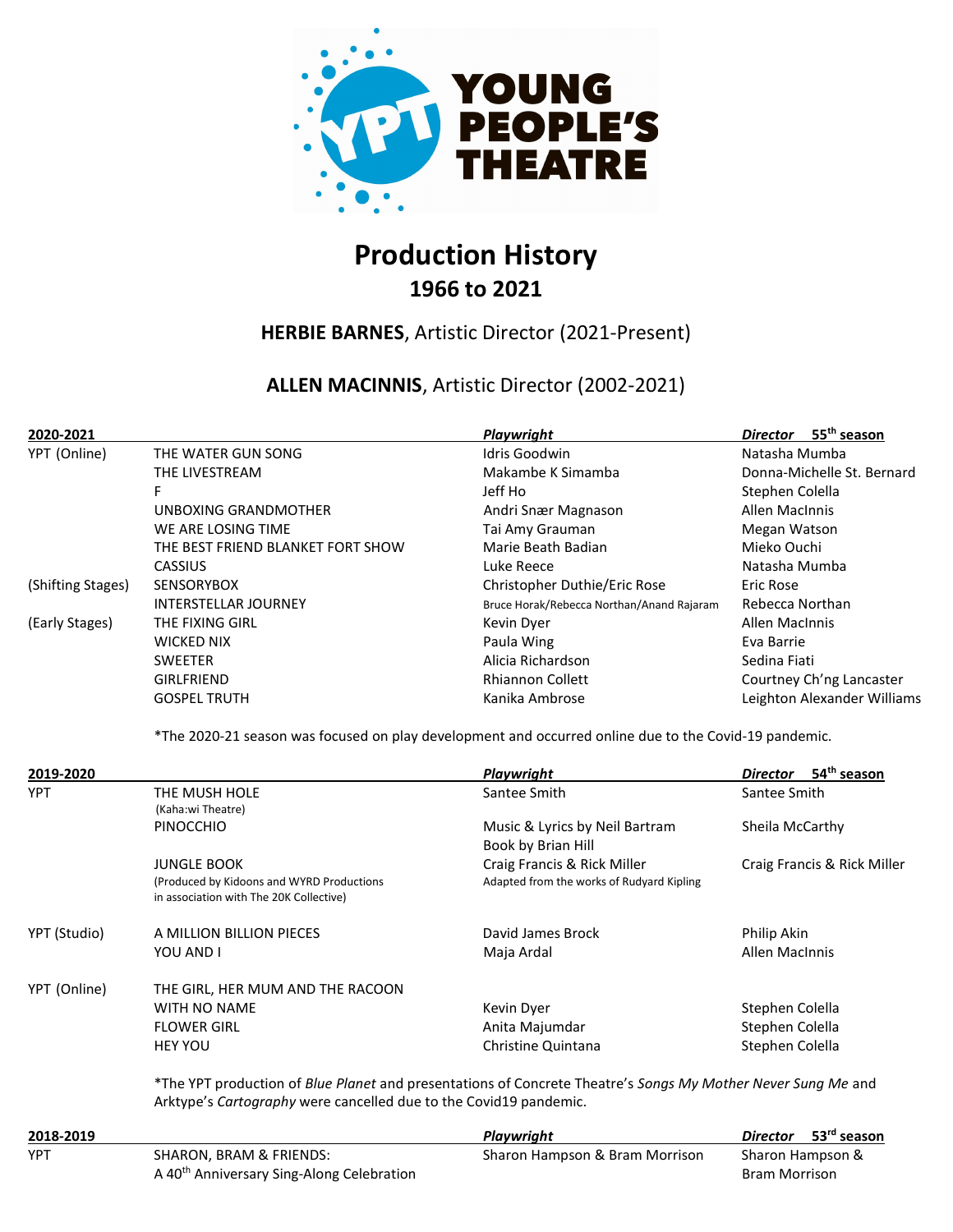YOUNG PEOPLE'S THEATRE

# Production History
## 1966 to 2021

### **HERBIE BARNES**, Artistic Director (2021-Present)

### **ALLEN MACINNIS**, Artistic Director (2002-2021)

| **2020-2021** | | ***Playwright*** | ***Director*** **55th season** |
|---|---|---|---|
| YPT (Online) | THE WATER GUN SONG | Idris Goodwin | Natasha Mumba |
| | THE LIVESTREAM | Makambe K Simamba | Donna-Michelle St. Bernard |
| | F | Jeff Ho | Stephen Colella |
| | UNBOXING GRANDMOTHER | Andri Snær Magnason | Allen MacInnis |
| | WE ARE LOSING TIME | Tai Amy Grauman | Megan Watson |
| | THE BEST FRIEND BLANKET FORT SHOW | Marie Beath Badian | Mieko Ouchi |
| | CASSIUS | Luke Reece | Natasha Mumba |
| (Shifting Stages) | SENSORYBOX | Christopher Duthie/Eric Rose | Eric Rose |
| | INTERSTELLAR JOURNEY | Bruce Horak/Rebecca Northan/Anand Rajaram | Rebecca Northan |
| (Early Stages) | THE FIXING GIRL | Kevin Dyer | Allen MacInnis |
| | WICKED NIX | Paula Wing | Eva Barrie |
| | SWEETER | Alicia Richardson | Sedina Fiati |
| | GIRLFRIEND | Rhiannon Collett | Courtney Ch'ng Lancaster |
| | GOSPEL TRUTH | Kanika Ambrose | Leighton Alexander Williams |

*The 2020-21 season was focused on play development and occurred online due to the Covid-19 pandemic.

| **2019-2020** | | ***Playwright*** | ***Director*** **54th season** |
|---|---|---|---|
| YPT | THE MUSH HOLE (Kaha:wi Theatre) | Santee Smith | Santee Smith |
| | PINOCCHIO | Music & Lyrics by Neil Bartram<br>Book by Brian Hill | Sheila McCarthy |
| | JUNGLE BOOK (Produced by Kidoons and WYRD Productions in association with The 20K Collective) | Craig Francis & Rick Miller<br>Adapted from the works of Rudyard Kipling | Craig Francis & Rick Miller |
| YPT (Studio) | A MILLION BILLION PIECES | David James Brock | Philip Akin |
| | YOU AND I | Maja Ardal | Allen MacInnis |
| YPT (Online) | THE GIRL, HER MUM AND THE RACOON WITH NO NAME | Kevin Dyer | Stephen Colella |
| | FLOWER GIRL | Anita Majumdar | Stephen Colella |
| | HEY YOU | Christine Quintana | Stephen Colella |

*The YPT production of *Blue Planet* and presentations of Concrete Theatre's *Songs My Mother Never Sung Me* and Arktype's *Cartography* were cancelled due to the Covid19 pandemic.

| **2018-2019** | | ***Playwright*** | ***Director*** **53rd season** |
|---|---|---|---|
| YPT | SHARON, BRAM & FRIENDS: A 40th Anniversary Sing-Along Celebration | Sharon Hampson & Bram Morrison | Sharon Hampson & Bram Morrison |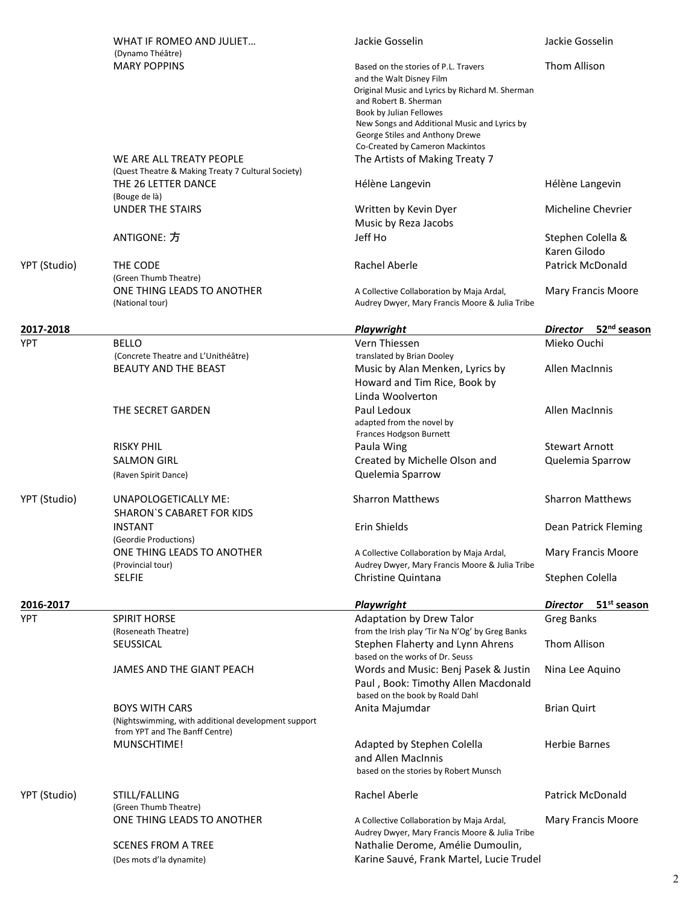| | Title | Playwright | Director |
|---|---|---|---|
| | WHAT IF ROMEO AND JULIET… (Dynamo Théâtre) | Jackie Gosselin | Jackie Gosselin |
| | MARY POPPINS | Based on the stories of P.L. Travers and the Walt Disney Film Original Music and Lyrics by Richard M. Sherman and Robert B. Sherman Book by Julian Fellowes New Songs and Additional Music and Lyrics by George Stiles and Anthony Drewe Co-Created by Cameron Mackintos | Thom Allison |
| | WE ARE ALL TREATY PEOPLE (Quest Theatre & Making Treaty 7 Cultural Society) | The Artists of Making Treaty 7 | |
| | THE 26 LETTER DANCE (Bouge de là) | Hélène Langevin | Hélène Langevin |
| | UNDER THE STAIRS | Written by Kevin Dyer Music by Reza Jacobs | Micheline Chevrier |
| | ANTIGONE: 方 | Jeff Ho | Stephen Colella & Karen Gilodo |
| YPT (Studio) | THE CODE (Green Thumb Theatre) | Rachel Aberle | Patrick McDonald |
| | ONE THING LEADS TO ANOTHER (National tour) | A Collective Collaboration by Maja Ardal, Audrey Dwyer, Mary Francis Moore & Julia Tribe | Mary Francis Moore |

| 2017-2018 | | *Playwright* | *Director* 52nd season |
|---|---|---|---|
| YPT | BELLO (Concrete Theatre and L'Unithéâtre) | Vern Thiessen translated by Brian Dooley | Mieko Ouchi |
| | BEAUTY AND THE BEAST | Music by Alan Menken, Lyrics by Howard and Tim Rice, Book by Linda Woolverton | Allen MacInnis |
| | THE SECRET GARDEN | Paul Ledoux adapted from the novel by Frances Hodgson Burnett | Allen MacInnis |
| | RISKY PHIL | Paula Wing | Stewart Arnott |
| | SALMON GIRL (Raven Spirit Dance) | Created by Michelle Olson and Quelemia Sparrow | Quelemia Sparrow |
| YPT (Studio) | UNAPOLOGETICALLY ME: SHARON`S CABARET FOR KIDS | Sharron Matthews | Sharron Matthews |
| | INSTANT (Geordie Productions) | Erin Shields | Dean Patrick Fleming |
| | ONE THING LEADS TO ANOTHER (Provincial tour) | A Collective Collaboration by Maja Ardal, Audrey Dwyer, Mary Francis Moore & Julia Tribe | Mary Francis Moore |
| | SELFIE | Christine Quintana | Stephen Colella |

| 2016-2017 | | *Playwright* | *Director* 51st season |
|---|---|---|---|
| YPT | SPIRIT HORSE (Roseneath Theatre) | Adaptation by Drew Talor from the Irish play 'Tir Na N'Og' by Greg Banks | Greg Banks |
| | SEUSSICAL | Stephen Flaherty and Lynn Ahrens based on the works of Dr. Seuss | Thom Allison |
| | JAMES AND THE GIANT PEACH | Words and Music: Benj Pasek & Justin Paul , Book: Timothy Allen Macdonald based on the book by Roald Dahl | Nina Lee Aquino |
| | BOYS WITH CARS (Nightswimming, with additional development support from YPT and The Banff Centre) | Anita Majumdar | Brian Quirt |
| | MUNSCHTIME! | Adapted by Stephen Colella and Allen MacInnis based on the stories by Robert Munsch | Herbie Barnes |
| YPT (Studio) | STILL/FALLING (Green Thumb Theatre) | Rachel Aberle | Patrick McDonald |
| | ONE THING LEADS TO ANOTHER | A Collective Collaboration by Maja Ardal, Audrey Dwyer, Mary Francis Moore & Julia Tribe | Mary Francis Moore |
| | SCENES FROM A TREE (Des mots d'la dynamite) | Nathalie Derome, Amélie Dumoulin, Karine Sauvé, Frank Martel, Lucie Trudel | |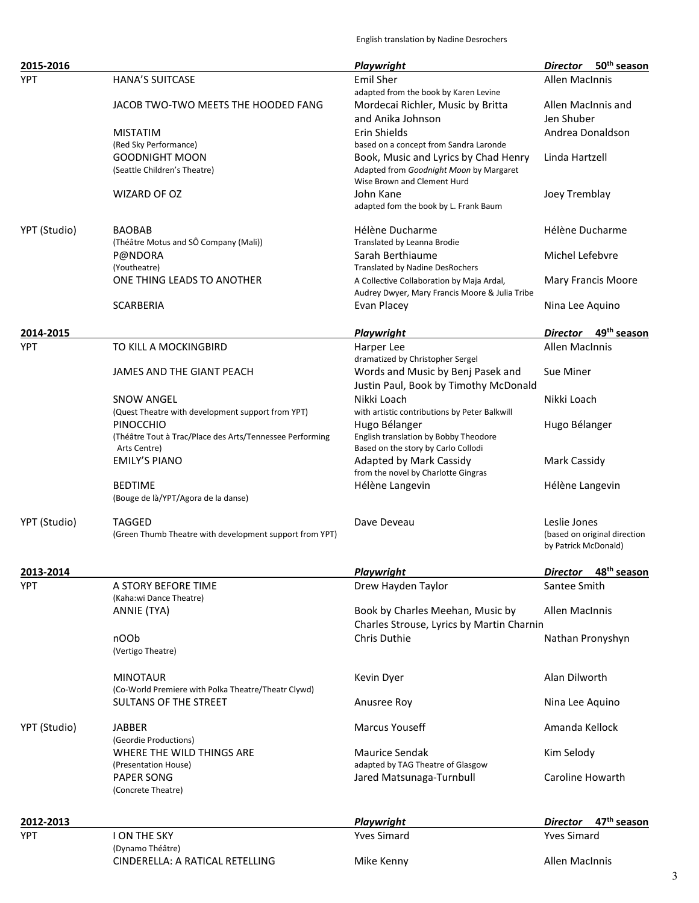English translation by Nadine Desrochers

| 2015-2016 | | Playwright | Director 50th season |
|---|---|---|---|
| YPT | HANA'S SUITCASE | Emil Sher<br>adapted from the book by Karen Levine | Allen MacInnis |
| | JACOB TWO-TWO MEETS THE HOODED FANG | Mordecai Richler, Music by Britta and Anika Johnson | Allen MacInnis and Jen Shuber |
| | MISTATIM<br>(Red Sky Performance) | Erin Shields<br>based on a concept from Sandra Laronde | Andrea Donaldson |
| | GOODNIGHT MOON<br>(Seattle Children's Theatre) | Book, Music and Lyrics by Chad Henry<br>Adapted from *Goodnight Moon* by Margaret Wise Brown and Clement Hurd | Linda Hartzell |
| | WIZARD OF OZ | John Kane<br>adapted fom the book by L. Frank Baum | Joey Tremblay |
| YPT (Studio) | BAOBAB<br>(Théâtre Motus and SÔ Company (Mali)) | Hélène Ducharme<br>Translated by Leanna Brodie | Hélène Ducharme |
| | P@NDORA<br>(Youtheatre) | Sarah Berthiaume<br>Translated by Nadine DesRochers | Michel Lefebvre |
| | ONE THING LEADS TO ANOTHER | A Collective Collaboration by Maja Ardal, Audrey Dwyer, Mary Francis Moore & Julia Tribe | Mary Francis Moore |
| | SCARBERIA | Evan Placey | Nina Lee Aquino |

| 2014-2015 | | Playwright | Director 49th season |
|---|---|---|---|
| YPT | TO KILL A MOCKINGBIRD | Harper Lee<br>dramatized by Christopher Sergel | Allen MacInnis |
| | JAMES AND THE GIANT PEACH | Words and Music by Benj Pasek and Justin Paul, Book by Timothy McDonald | Sue Miner |
| | SNOW ANGEL<br>(Quest Theatre with development support from YPT) | Nikki Loach<br>with artistic contributions by Peter Balkwill | Nikki Loach |
| | PINOCCHIO<br>(Théâtre Tout à Trac/Place des Arts/Tennessee Performing Arts Centre) | Hugo Bélanger<br>English translation by Bobby Theodore<br>Based on the story by Carlo Collodi | Hugo Bélanger |
| | EMILY'S PIANO | Adapted by Mark Cassidy<br>from the novel by Charlotte Gingras | Mark Cassidy |
| | BEDTIME<br>(Bouge de là/YPT/Agora de la danse) | Hélène Langevin | Hélène Langevin |
| YPT (Studio) | TAGGED<br>(Green Thumb Theatre with development support from YPT) | Dave Deveau | Leslie Jones<br>(based on original direction by Patrick McDonald) |

| 2013-2014 | | Playwright | Director 48th season |
|---|---|---|---|
| YPT | A STORY BEFORE TIME<br>(Kaha:wi Dance Theatre) | Drew Hayden Taylor | Santee Smith |
| | ANNIE (TYA) | Book by Charles Meehan, Music by Charles Strouse, Lyrics by Martin Charnin | Allen MacInnis |
| | nOOb<br>(Vertigo Theatre) | Chris Duthie | Nathan Pronyshyn |
| | MINOTAUR<br>(Co-World Premiere with Polka Theatre/Theatr Clywd) | Kevin Dyer | Alan Dilworth |
| | SULTANS OF THE STREET | Anusree Roy | Nina Lee Aquino |
| YPT (Studio) | JABBER<br>(Geordie Productions) | Marcus Youseff | Amanda Kellock |
| | WHERE THE WILD THINGS ARE<br>(Presentation House) | Maurice Sendak<br>adapted by TAG Theatre of Glasgow | Kim Selody |
| | PAPER SONG<br>(Concrete Theatre) | Jared Matsunaga-Turnbull | Caroline Howarth |

| 2012-2013 | | Playwright | Director 47th season |
|---|---|---|---|
| YPT | I ON THE SKY<br>(Dynamo Théâtre) | Yves Simard | Yves Simard |
| | CINDERELLA: A RATICAL RETELLING | Mike Kenny | Allen MacInnis |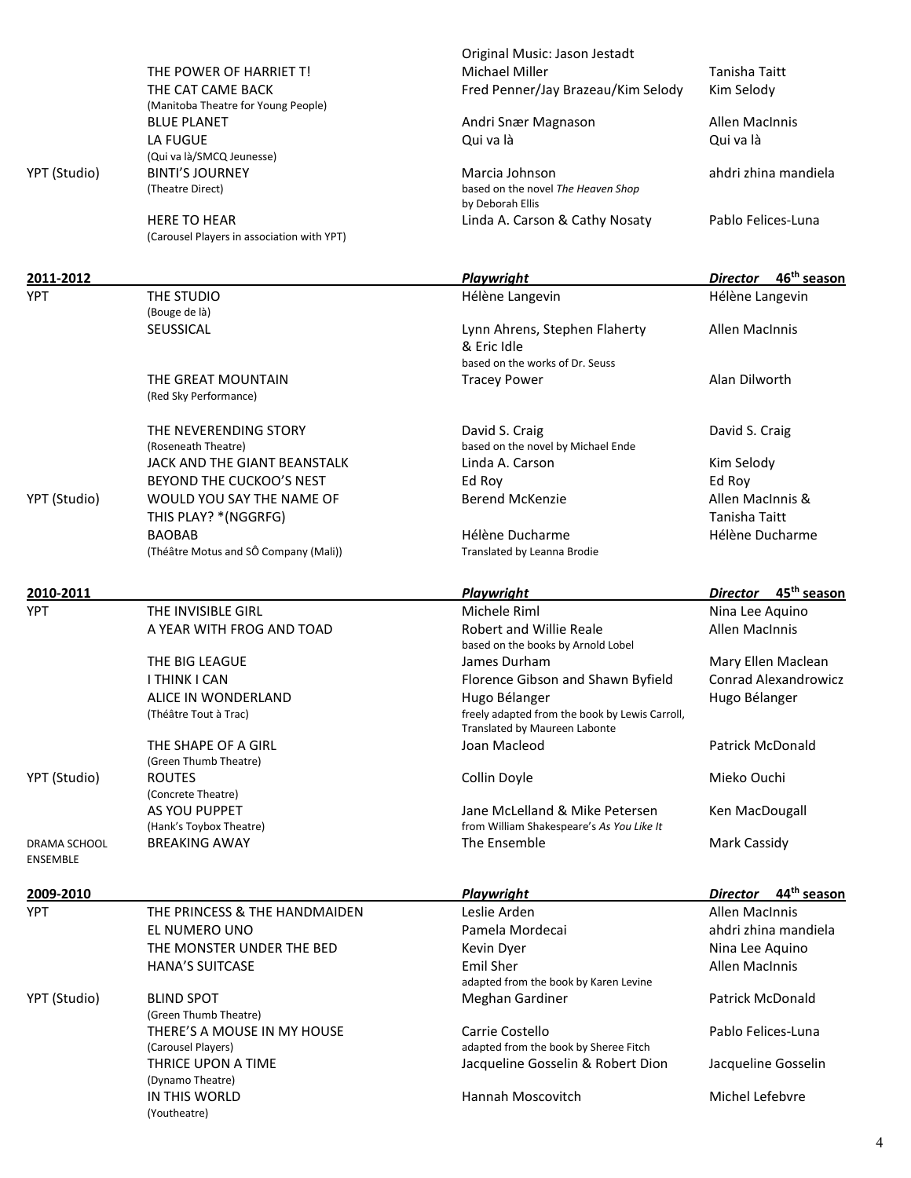| | | | |
|---|---|---|---|
| | | Original Music: Jason Jestadt | |
| | THE POWER OF HARRIET T! | Michael Miller | Tanisha Taitt |
| | THE CAT CAME BACK (Manitoba Theatre for Young People) | Fred Penner/Jay Brazeau/Kim Selody | Kim Selody |
| | BLUE PLANET | Andri Snær Magnason | Allen MacInnis |
| | LA FUGUE (Qui va là/SMCQ Jeunesse) | Qui va là | Qui va là |
| YPT (Studio) | BINTI'S JOURNEY (Theatre Direct) | Marcia Johnson based on the novel *The Heaven Shop* by Deborah Ellis | ahdri zhina mandiela |
| | HERE TO HEAR (Carousel Players in association with YPT) | Linda A. Carson & Cathy Nosaty | Pablo Felices-Luna |

| **2011-2012** | | ***Playwright*** | ***Director*** **46th season** |
|---|---|---|---|
| YPT | THE STUDIO (Bouge de là) | Hélène Langevin | Hélène Langevin |
| | SEUSSICAL | Lynn Ahrens, Stephen Flaherty & Eric Idle based on the works of Dr. Seuss | Allen MacInnis |
| | THE GREAT MOUNTAIN (Red Sky Performance) | Tracey Power | Alan Dilworth |
| | THE NEVERENDING STORY (Roseneath Theatre) | David S. Craig based on the novel by Michael Ende | David S. Craig |
| | JACK AND THE GIANT BEANSTALK | Linda A. Carson | Kim Selody |
| | BEYOND THE CUCKOO'S NEST | Ed Roy | Ed Roy |
| YPT (Studio) | WOULD YOU SAY THE NAME OF THIS PLAY? *(NGGRFG) | Berend McKenzie | Allen MacInnis & Tanisha Taitt |
| | BAOBAB (Théâtre Motus and SÔ Company (Mali)) | Hélène Ducharme Translated by Leanna Brodie | Hélène Ducharme |

| **2010-2011** | | ***Playwright*** | ***Director*** **45th season** |
|---|---|---|---|
| YPT | THE INVISIBLE GIRL | Michele Riml | Nina Lee Aquino |
| | A YEAR WITH FROG AND TOAD | Robert and Willie Reale based on the books by Arnold Lobel | Allen MacInnis |
| | THE BIG LEAGUE | James Durham | Mary Ellen Maclean |
| | I THINK I CAN | Florence Gibson and Shawn Byfield | Conrad Alexandrowicz |
| | ALICE IN WONDERLAND (Théâtre Tout à Trac) | Hugo Bélanger freely adapted from the book by Lewis Carroll, Translated by Maureen Labonte | Hugo Bélanger |
| | THE SHAPE OF A GIRL (Green Thumb Theatre) | Joan Macleod | Patrick McDonald |
| YPT (Studio) | ROUTES (Concrete Theatre) | Collin Doyle | Mieko Ouchi |
| | AS YOU PUPPET (Hank's Toybox Theatre) | Jane McLelland & Mike Petersen from William Shakespeare's *As You Like It* | Ken MacDougall |
| DRAMA SCHOOL ENSEMBLE | BREAKING AWAY | The Ensemble | Mark Cassidy |

| **2009-2010** | | ***Playwright*** | ***Director*** **44th season** |
|---|---|---|---|
| YPT | THE PRINCESS & THE HANDMAIDEN | Leslie Arden | Allen MacInnis |
| | EL NUMERO UNO | Pamela Mordecai | ahdri zhina mandiela |
| | THE MONSTER UNDER THE BED | Kevin Dyer | Nina Lee Aquino |
| | HANA'S SUITCASE | Emil Sher adapted from the book by Karen Levine | Allen MacInnis |
| YPT (Studio) | BLIND SPOT (Green Thumb Theatre) | Meghan Gardiner | Patrick McDonald |
| | THERE'S A MOUSE IN MY HOUSE (Carousel Players) | Carrie Costello adapted from the book by Sheree Fitch | Pablo Felices-Luna |
| | THRICE UPON A TIME (Dynamo Theatre) | Jacqueline Gosselin & Robert Dion | Jacqueline Gosselin |
| | IN THIS WORLD (Youtheatre) | Hannah Moscovitch | Michel Lefebvre |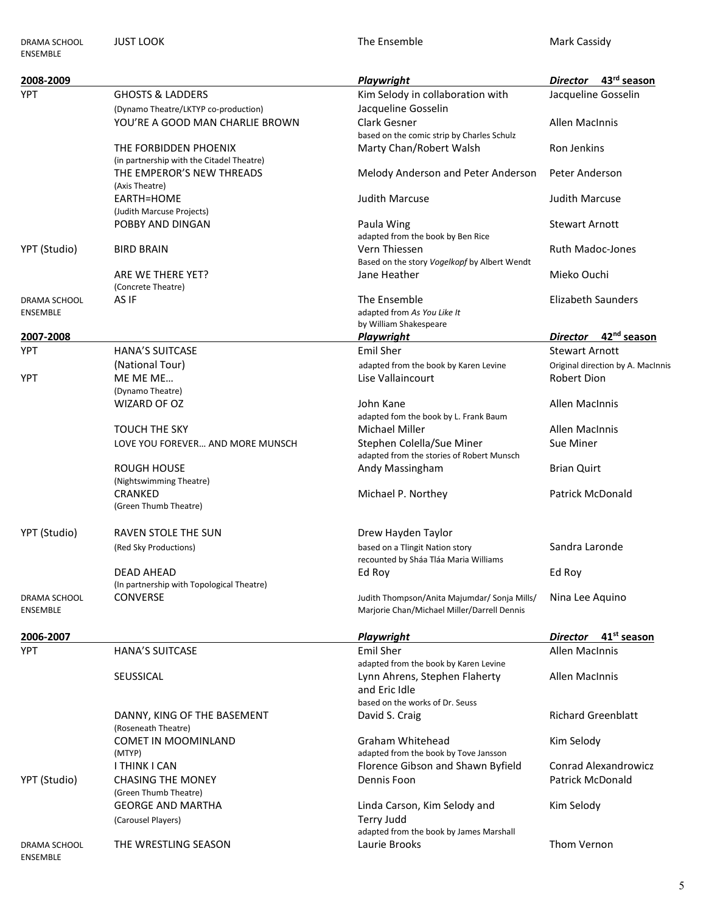| DRAMA SCHOOL ENSEMBLE | JUST LOOK | The Ensemble | Mark Cassidy |
|---|---|---|---|
| **2008-2009** | | ***Playwright*** | ***Director*** **43rd season** |
| YPT | GHOSTS & LADDERS (Dynamo Theatre/LKTYP co-production) | Kim Selody in collaboration with Jacqueline Gosselin | Jacqueline Gosselin |
| | YOU'RE A GOOD MAN CHARLIE BROWN | Clark Gesner based on the comic strip by Charles Schulz | Allen MacInnis |
| | THE FORBIDDEN PHOENIX (in partnership with the Citadel Theatre) | Marty Chan/Robert Walsh | Ron Jenkins |
| | THE EMPEROR'S NEW THREADS (Axis Theatre) | Melody Anderson and Peter Anderson | Peter Anderson |
| | EARTH=HOME (Judith Marcuse Projects) | Judith Marcuse | Judith Marcuse |
| | POBBY AND DINGAN | Paula Wing adapted from the book by Ben Rice | Stewart Arnott |
| YPT (Studio) | BIRD BRAIN | Vern Thiessen Based on the story *Vogelkopf* by Albert Wendt | Ruth Madoc-Jones |
| | ARE WE THERE YET? (Concrete Theatre) | Jane Heather | Mieko Ouchi |
| DRAMA SCHOOL ENSEMBLE | AS IF | The Ensemble adapted from *As You Like It* by William Shakespeare | Elizabeth Saunders |
| **2007-2008** | | ***Playwright*** | ***Director*** **42nd season** |
| YPT | HANA'S SUITCASE (National Tour) | Emil Sher adapted from the book by Karen Levine | Stewart Arnott Original direction by A. MacInnis |
| YPT | ME ME ME… (Dynamo Theatre) | Lise Vallaincourt | Robert Dion |
| | WIZARD OF OZ | John Kane adapted fom the book by L. Frank Baum | Allen MacInnis |
| | TOUCH THE SKY | Michael Miller | Allen MacInnis |
| | LOVE YOU FOREVER… AND MORE MUNSCH | Stephen Colella/Sue Miner adapted from the stories of Robert Munsch | Sue Miner |
| | ROUGH HOUSE (Nightswimming Theatre) | Andy Massingham | Brian Quirt |
| | CRANKED (Green Thumb Theatre) | Michael P. Northey | Patrick McDonald |
| YPT (Studio) | RAVEN STOLE THE SUN (Red Sky Productions) | Drew Hayden Taylor based on a Tlingit Nation story recounted by Sháa Tláa Maria Williams | Sandra Laronde |
| | DEAD AHEAD (In partnership with Topological Theatre) | Ed Roy | Ed Roy |
| DRAMA SCHOOL ENSEMBLE | CONVERSE | Judith Thompson/Anita Majumdar/ Sonja Mills/ Marjorie Chan/Michael Miller/Darrell Dennis | Nina Lee Aquino |
| **2006-2007** | | ***Playwright*** | ***Director*** **41st season** |
| YPT | HANA'S SUITCASE | Emil Sher adapted from the book by Karen Levine | Allen MacInnis |
| | SEUSSICAL | Lynn Ahrens, Stephen Flaherty and Eric Idle based on the works of Dr. Seuss | Allen MacInnis |
| | DANNY, KING OF THE BASEMENT (Roseneath Theatre) | David S. Craig | Richard Greenblatt |
| | COMET IN MOOMINLAND (MTYP) | Graham Whitehead adapted from the book by Tove Jansson | Kim Selody |
| | I THINK I CAN | Florence Gibson and Shawn Byfield | Conrad Alexandrowicz |
| YPT (Studio) | CHASING THE MONEY (Green Thumb Theatre) | Dennis Foon | Patrick McDonald |
| | GEORGE AND MARTHA (Carousel Players) | Linda Carson, Kim Selody and Terry Judd adapted from the book by James Marshall | Kim Selody |
| DRAMA SCHOOL ENSEMBLE | THE WRESTLING SEASON | Laurie Brooks | Thom Vernon |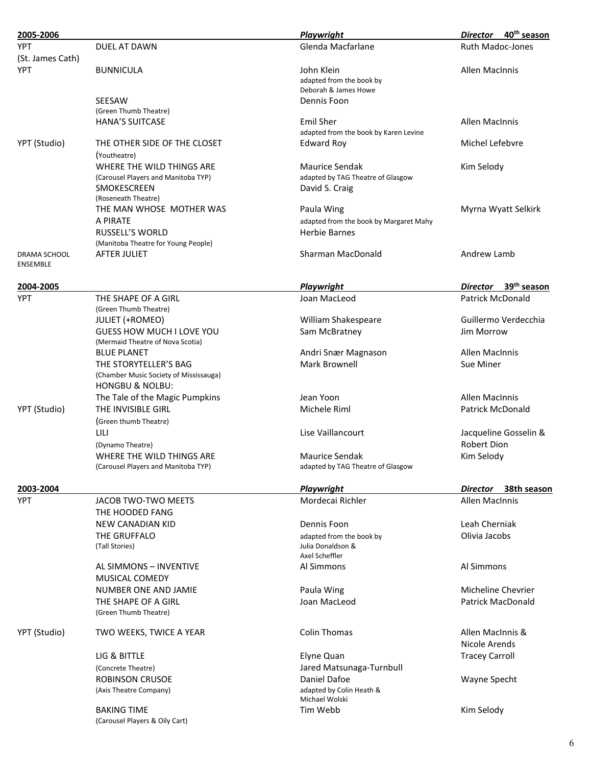## 2005-2006

| | | *Playwright* | *Director* 40th season |
|---|---|---|---|
| YPT (St. James Cath) | DUEL AT DAWN | Glenda Macfarlane | Ruth Madoc-Jones |
| YPT | BUNNICULA | John Klein adapted from the book by Deborah & James Howe | Allen MacInnis |
| | SEESAW (Green Thumb Theatre) | Dennis Foon | |
| | HANA'S SUITCASE | Emil Sher adapted from the book by Karen Levine | Allen MacInnis |
| YPT (Studio) | THE OTHER SIDE OF THE CLOSET (Youtheatre) | Edward Roy | Michel Lefebvre |
| | WHERE THE WILD THINGS ARE (Carousel Players and Manitoba TYP) | Maurice Sendak adapted by TAG Theatre of Glasgow | Kim Selody |
| | SMOKESCREEN (Roseneath Theatre) | David S. Craig | |
| | THE MAN WHOSE MOTHER WAS A PIRATE | Paula Wing adapted from the book by Margaret Mahy | Myrna Wyatt Selkirk |
| | RUSSELL'S WORLD (Manitoba Theatre for Young People) | Herbie Barnes | |
| DRAMA SCHOOL ENSEMBLE | AFTER JULIET | Sharman MacDonald | Andrew Lamb |

## 2004-2005

| | | *Playwright* | *Director* 39th season |
|---|---|---|---|
| YPT | THE SHAPE OF A GIRL (Green Thumb Theatre) | Joan MacLeod | Patrick McDonald |
| | JULIET (+ROMEO) | William Shakespeare | Guillermo Verdecchia |
| | GUESS HOW MUCH I LOVE YOU (Mermaid Theatre of Nova Scotia) | Sam McBratney | Jim Morrow |
| | BLUE PLANET | Andri Snær Magnason | Allen MacInnis |
| | THE STORYTELLER'S BAG (Chamber Music Society of Mississauga) | Mark Brownell | Sue Miner |
| | HONGBU & NOLBU: The Tale of the Magic Pumpkins | Jean Yoon | Allen MacInnis |
| YPT (Studio) | THE INVISIBLE GIRL (Green thumb Theatre) | Michele Riml | Patrick McDonald |
| | LILI (Dynamo Theatre) | Lise Vaillancourt | Jacqueline Gosselin & Robert Dion |
| | WHERE THE WILD THINGS ARE (Carousel Players and Manitoba TYP) | Maurice Sendak adapted by TAG Theatre of Glasgow | Kim Selody |

## 2003-2004

| | | *Playwright* | *Director* 38th season |
|---|---|---|---|
| YPT | JACOB TWO-TWO MEETS THE HOODED FANG | Mordecai Richler | Allen MacInnis |
| | NEW CANADIAN KID | Dennis Foon | Leah Cherniak |
| | THE GRUFFALO (Tall Stories) | adapted from the book by Julia Donaldson & Axel Scheffler | Olivia Jacobs |
| | AL SIMMONS – INVENTIVE MUSICAL COMEDY | Al Simmons | Al Simmons |
| | NUMBER ONE AND JAMIE | Paula Wing | Micheline Chevrier |
| | THE SHAPE OF A GIRL (Green Thumb Theatre) | Joan MacLeod | Patrick MacDonald |
| YPT (Studio) | TWO WEEKS, TWICE A YEAR | Colin Thomas | Allen MacInnis & Nicole Arends |
| | LIG & BITTLE (Concrete Theatre) | Elyne Quan Jared Matsunaga-Turnbull | Tracey Carroll |
| | ROBINSON CRUSOE (Axis Theatre Company) | Daniel Dafoe adapted by Colin Heath & Michael Wolski | Wayne Specht |
| | BAKING TIME (Carousel Players & Oily Cart) | Tim Webb | Kim Selody |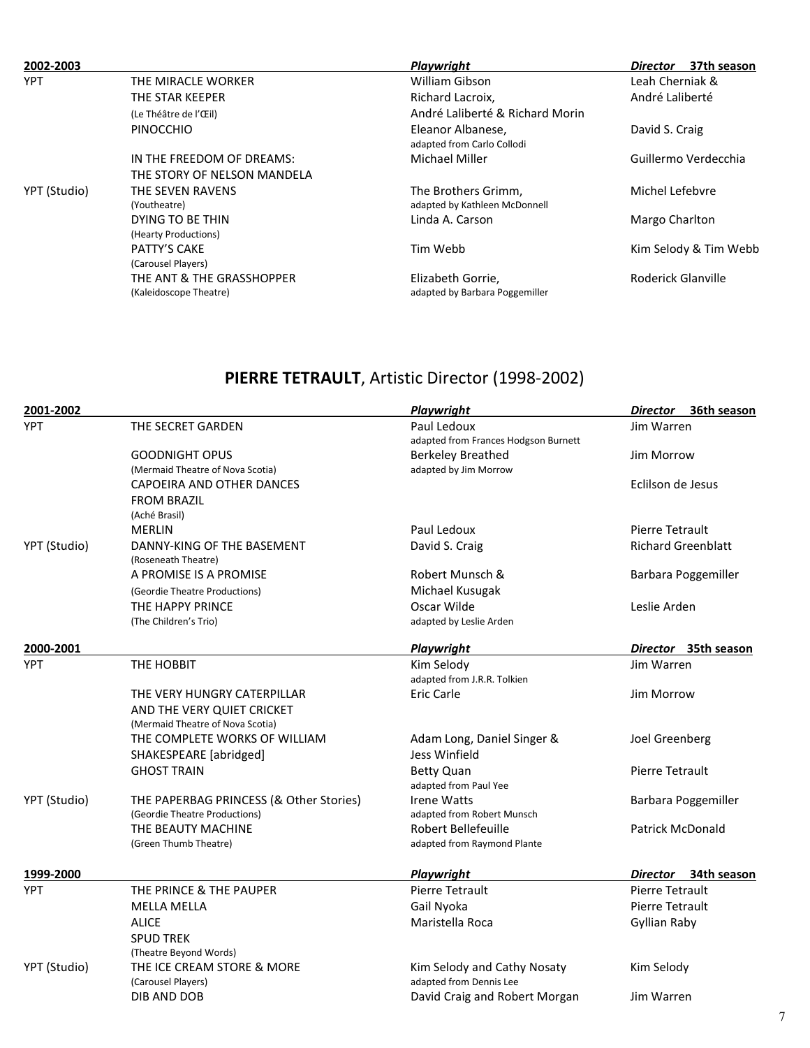| 2002-2003 | | *Playwright* | *Director* 37th season |
|---|---|---|---|
| YPT | THE MIRACLE WORKER | William Gibson | Leah Cherniak & |
| | THE STAR KEEPER (Le Théâtre de l'Œil) | Richard Lacroix, André Laliberté & Richard Morin | André Laliberté |
| | PINOCCHIO | Eleanor Albanese, adapted from Carlo Collodi | David S. Craig |
| | IN THE FREEDOM OF DREAMS: THE STORY OF NELSON MANDELA | Michael Miller | Guillermo Verdecchia |
| YPT (Studio) | THE SEVEN RAVENS (Youtheatre) | The Brothers Grimm, adapted by Kathleen McDonnell | Michel Lefebvre |
| | DYING TO BE THIN (Hearty Productions) | Linda A. Carson | Margo Charlton |
| | PATTY'S CAKE (Carousel Players) | Tim Webb | Kim Selody & Tim Webb |
| | THE ANT & THE GRASSHOPPER (Kaleidoscope Theatre) | Elizabeth Gorrie, adapted by Barbara Poggemiller | Roderick Glanville |

## **PIERRE TETRAULT**, Artistic Director (1998-2002)

| 2001-2002 | | *Playwright* | *Director* 36th season |
|---|---|---|---|
| YPT | THE SECRET GARDEN | Paul Ledoux, adapted from Frances Hodgson Burnett | Jim Warren |
| | GOODNIGHT OPUS (Mermaid Theatre of Nova Scotia) | Berkeley Breathed, adapted by Jim Morrow | Jim Morrow |
| | CAPOEIRA AND OTHER DANCES FROM BRAZIL (Aché Brasil) | | Eclilson de Jesus |
| | MERLIN | Paul Ledoux | Pierre Tetrault |
| YPT (Studio) | DANNY-KING OF THE BASEMENT (Roseneath Theatre) | David S. Craig | Richard Greenblatt |
| | A PROMISE IS A PROMISE (Geordie Theatre Productions) | Robert Munsch & Michael Kusugak | Barbara Poggemiller |
| | THE HAPPY PRINCE (The Children's Trio) | Oscar Wilde, adapted by Leslie Arden | Leslie Arden |

| 2000-2001 | | *Playwright* | *Director* 35th season |
|---|---|---|---|
| YPT | THE HOBBIT | Kim Selody, adapted from J.R.R. Tolkien | Jim Warren |
| | THE VERY HUNGRY CATERPILLAR AND THE VERY QUIET CRICKET (Mermaid Theatre of Nova Scotia) | Eric Carle | Jim Morrow |
| | THE COMPLETE WORKS OF WILLIAM SHAKESPEARE [abridged] | Adam Long, Daniel Singer & Jess Winfield | Joel Greenberg |
| | GHOST TRAIN | Betty Quan, adapted from Paul Yee | Pierre Tetrault |
| YPT (Studio) | THE PAPERBAG PRINCESS (& Other Stories) (Geordie Theatre Productions) | Irene Watts, adapted from Robert Munsch | Barbara Poggemiller |
| | THE BEAUTY MACHINE (Green Thumb Theatre) | Robert Bellefeuille, adapted from Raymond Plante | Patrick McDonald |

| 1999-2000 | | *Playwright* | *Director* 34th season |
|---|---|---|---|
| YPT | THE PRINCE & THE PAUPER | Pierre Tetrault | Pierre Tetrault |
| | MELLA MELLA | Gail Nyoka | Pierre Tetrault |
| | ALICE | Maristella Roca | Gyllian Raby |
| | SPUD TREK (Theatre Beyond Words) | | |
| YPT (Studio) | THE ICE CREAM STORE & MORE (Carousel Players) | Kim Selody and Cathy Nosaty, adapted from Dennis Lee | Kim Selody |
| | DIB AND DOB | David Craig and Robert Morgan | Jim Warren |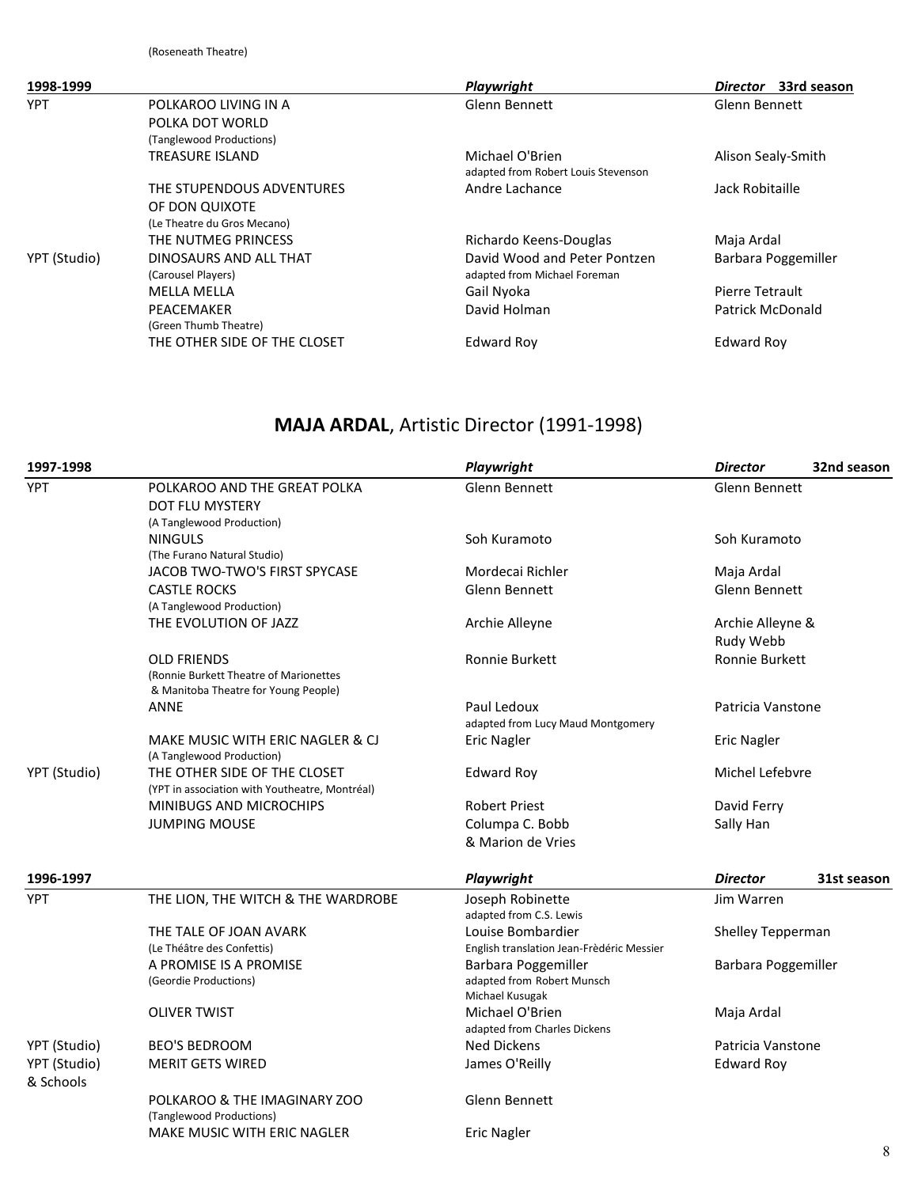(Roseneath Theatre)

| 1998-1999 | | *Playwright* | *Director* 33rd season |
|---|---|---|---|
| YPT | POLKAROO LIVING IN A POLKA DOT WORLD (Tanglewood Productions) | Glenn Bennett | Glenn Bennett |
| | TREASURE ISLAND | Michael O'Brien adapted from Robert Louis Stevenson | Alison Sealy-Smith |
| | THE STUPENDOUS ADVENTURES OF DON QUIXOTE (Le Theatre du Gros Mecano) | Andre Lachance | Jack Robitaille |
| | THE NUTMEG PRINCESS | Richardo Keens-Douglas | Maja Ardal |
| YPT (Studio) | DINOSAURS AND ALL THAT (Carousel Players) | David Wood and Peter Pontzen adapted from Michael Foreman | Barbara Poggemiller |
| | MELLA MELLA | Gail Nyoka | Pierre Tetrault |
| | PEACEMAKER (Green Thumb Theatre) | David Holman | Patrick McDonald |
| | THE OTHER SIDE OF THE CLOSET | Edward Roy | Edward Roy |

## MAJA ARDAL, Artistic Director (1991-1998)

| 1997-1998 | | *Playwright* | *Director* 32nd season |
|---|---|---|---|
| YPT | POLKAROO AND THE GREAT POLKA DOT FLU MYSTERY (A Tanglewood Production) | Glenn Bennett | Glenn Bennett |
| | NINGULS (The Furano Natural Studio) | Soh Kuramoto | Soh Kuramoto |
| | JACOB TWO-TWO'S FIRST SPYCASE | Mordecai Richler | Maja Ardal |
| | CASTLE ROCKS (A Tanglewood Production) | Glenn Bennett | Glenn Bennett |
| | THE EVOLUTION OF JAZZ | Archie Alleyne | Archie Alleyne & Rudy Webb |
| | OLD FRIENDS (Ronnie Burkett Theatre of Marionettes & Manitoba Theatre for Young People) | Ronnie Burkett | Ronnie Burkett |
| | ANNE | Paul Ledoux adapted from Lucy Maud Montgomery | Patricia Vanstone |
| | MAKE MUSIC WITH ERIC NAGLER & CJ (A Tanglewood Production) | Eric Nagler | Eric Nagler |
| YPT (Studio) | THE OTHER SIDE OF THE CLOSET (YPT in association with Youtheatre, Montréal) | Edward Roy | Michel Lefebvre |
| | MINIBUGS AND MICROCHIPS | Robert Priest | David Ferry |
| | JUMPING MOUSE | Columpa C. Bobb & Marion de Vries | Sally Han |

| 1996-1997 | | *Playwright* | *Director* 31st season |
|---|---|---|---|
| YPT | THE LION, THE WITCH & THE WARDROBE | Joseph Robinette adapted from C.S. Lewis | Jim Warren |
| | THE TALE OF JOAN AVARK (Le Théâtre des Confettis) | Louise Bombardier English translation Jean-Frèdéric Messier | Shelley Tepperman |
| | A PROMISE IS A PROMISE (Geordie Productions) | Barbara Poggemiller adapted from Robert Munsch Michael Kusugak | Barbara Poggemiller |
| | OLIVER TWIST | Michael O'Brien adapted from Charles Dickens | Maja Ardal |
| YPT (Studio) | BEO'S BEDROOM | Ned Dickens | Patricia Vanstone |
| YPT (Studio) & Schools | MERIT GETS WIRED | James O'Reilly | Edward Roy |
| | POLKAROO & THE IMAGINARY ZOO (Tanglewood Productions) | Glenn Bennett | |
| | MAKE MUSIC WITH ERIC NAGLER | Eric Nagler | |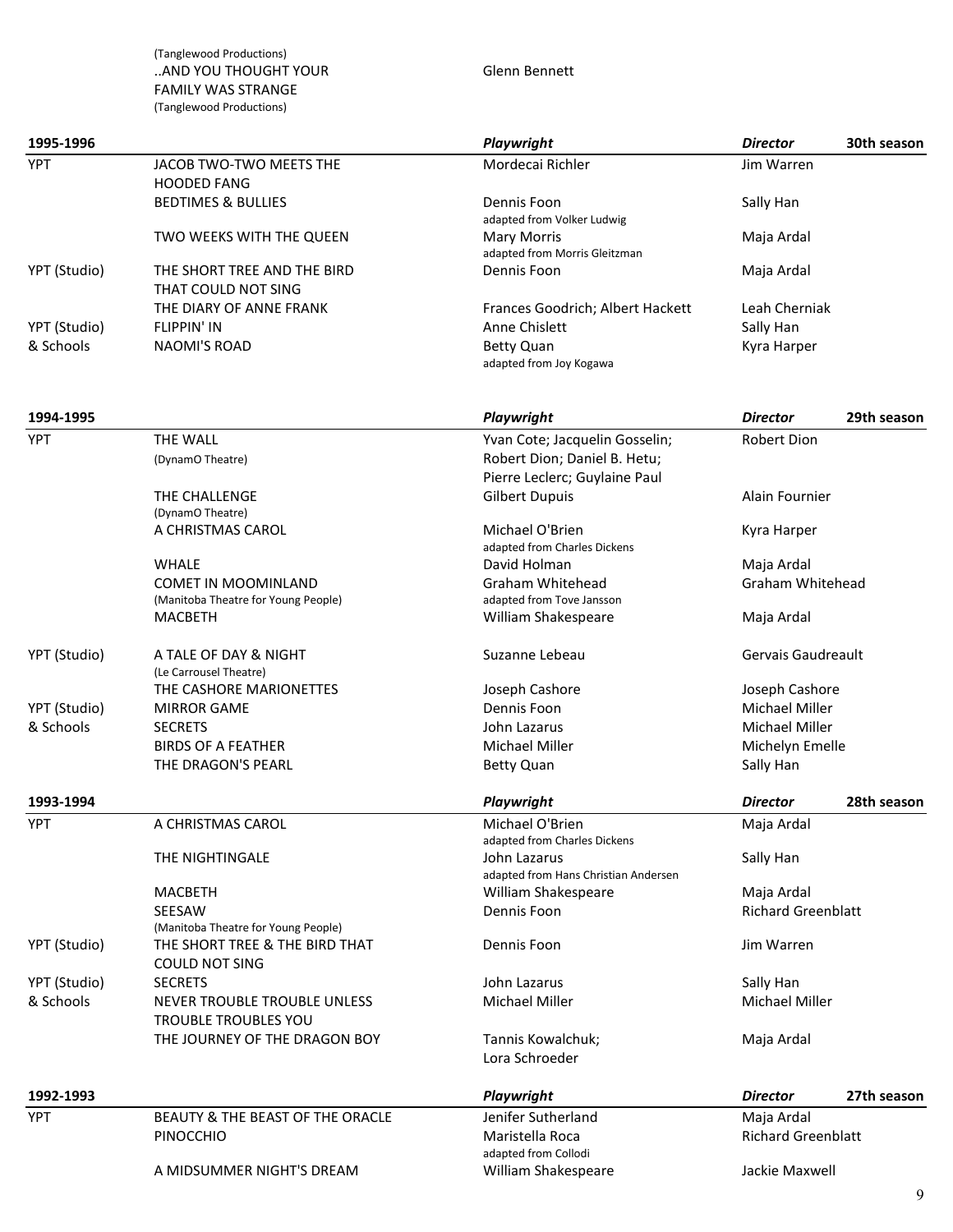| | | | |
|---|---|---|---|
| | (Tanglewood Productions) ..AND YOU THOUGHT YOUR FAMILY WAS STRANGE (Tanglewood Productions) | Glenn Bennett | |

| 1995-1996 | | *Playwright* | *Director* 30th season |
|---|---|---|---|
| YPT | JACOB TWO-TWO MEETS THE HOODED FANG | Mordecai Richler | Jim Warren |
| | BEDTIMES & BULLIES | Dennis Foon adapted from Volker Ludwig | Sally Han |
| | TWO WEEKS WITH THE QUEEN | Mary Morris adapted from Morris Gleitzman | Maja Ardal |
| YPT (Studio) | THE SHORT TREE AND THE BIRD THAT COULD NOT SING | Dennis Foon | Maja Ardal |
| | THE DIARY OF ANNE FRANK | Frances Goodrich; Albert Hackett | Leah Cherniak |
| YPT (Studio) & Schools | FLIPPIN' IN | Anne Chislett | Sally Han |
| | NAOMI'S ROAD | Betty Quan adapted from Joy Kogawa | Kyra Harper |

| 1994-1995 | | *Playwright* | *Director* 29th season |
|---|---|---|---|
| YPT | THE WALL (DynamO Theatre) | Yvan Cote; Jacquelin Gosselin; Robert Dion; Daniel B. Hetu; Pierre Leclerc; Guylaine Paul | Robert Dion |
| | THE CHALLENGE (DynamO Theatre) | Gilbert Dupuis | Alain Fournier |
| | A CHRISTMAS CAROL | Michael O'Brien adapted from Charles Dickens | Kyra Harper |
| | WHALE | David Holman | Maja Ardal |
| | COMET IN MOOMINLAND (Manitoba Theatre for Young People) | Graham Whitehead adapted from Tove Jansson | Graham Whitehead |
| | MACBETH | William Shakespeare | Maja Ardal |
| YPT (Studio) | A TALE OF DAY & NIGHT (Le Carrousel Theatre) | Suzanne Lebeau | Gervais Gaudreault |
| | THE CASHORE MARIONETTES | Joseph Cashore | Joseph Cashore |
| YPT (Studio) & Schools | MIRROR GAME | Dennis Foon | Michael Miller |
| | SECRETS | John Lazarus | Michael Miller |
| | BIRDS OF A FEATHER | Michael Miller | Michelyn Emelle |
| | THE DRAGON'S PEARL | Betty Quan | Sally Han |

| 1993-1994 | | *Playwright* | *Director* 28th season |
|---|---|---|---|
| YPT | A CHRISTMAS CAROL | Michael O'Brien adapted from Charles Dickens | Maja Ardal |
| | THE NIGHTINGALE | John Lazarus adapted from Hans Christian Andersen | Sally Han |
| | MACBETH | William Shakespeare | Maja Ardal |
| | SEESAW (Manitoba Theatre for Young People) | Dennis Foon | Richard Greenblatt |
| YPT (Studio) | THE SHORT TREE & THE BIRD THAT COULD NOT SING | Dennis Foon | Jim Warren |
| YPT (Studio) & Schools | SECRETS | John Lazarus | Sally Han |
| | NEVER TROUBLE TROUBLE UNLESS TROUBLE TROUBLES YOU | Michael Miller | Michael Miller |
| | THE JOURNEY OF THE DRAGON BOY | Tannis Kowalchuk; Lora Schroeder | Maja Ardal |

| 1992-1993 | | *Playwright* | *Director* 27th season |
|---|---|---|---|
| YPT | BEAUTY & THE BEAST OF THE ORACLE | Jenifer Sutherland | Maja Ardal |
| | PINOCCHIO | Maristella Roca adapted from Collodi | Richard Greenblatt |
| | A MIDSUMMER NIGHT'S DREAM | William Shakespeare | Jackie Maxwell |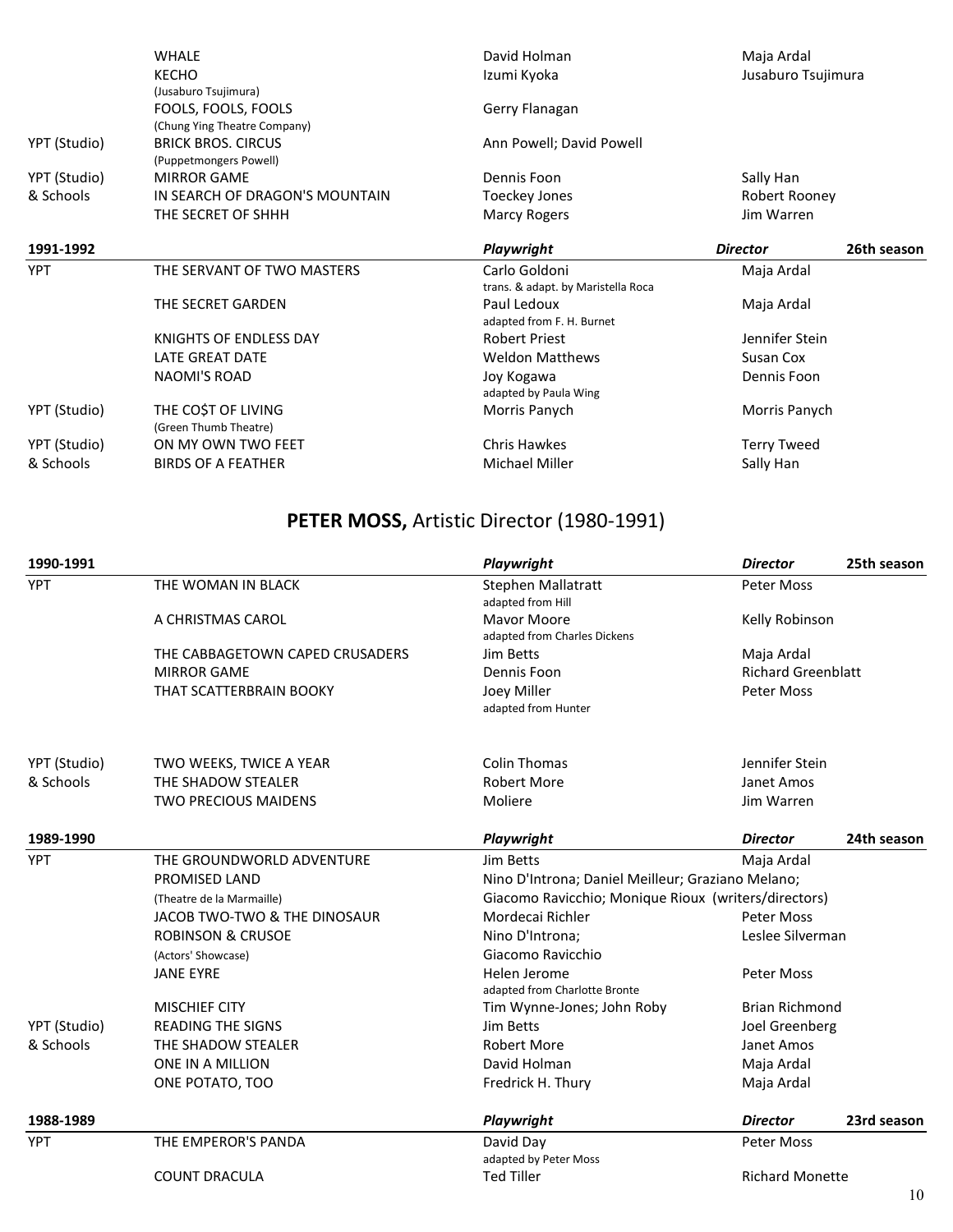| | | Playwright | Director | |
|---|---|---|---|---|
| | WHALE | David Holman | Maja Ardal | |
| | KECHO (Jusaburo Tsujimura) | Izumi Kyoka | Jusaburo Tsujimura | |
| | FOOLS, FOOLS, FOOLS (Chung Ying Theatre Company) | Gerry Flanagan | | |
| YPT (Studio) | BRICK BROS. CIRCUS (Puppetmongers Powell) | Ann Powell; David Powell | | |
| YPT (Studio) | MIRROR GAME | Dennis Foon | Sally Han | |
| & Schools | IN SEARCH OF DRAGON'S MOUNTAIN | Toeckey Jones | Robert Rooney | |
| | THE SECRET OF SHHH | Marcy Rogers | Jim Warren | |

| **1991-1992** | | ***Playwright*** | ***Director*** | **26th season** |
|---|---|---|---|---|
| YPT | THE SERVANT OF TWO MASTERS | Carlo Goldoni<br>trans. & adapt. by Maristella Roca | Maja Ardal | |
| | THE SECRET GARDEN | Paul Ledoux<br>adapted from F. H. Burnet | Maja Ardal | |
| | KNIGHTS OF ENDLESS DAY | Robert Priest | Jennifer Stein | |
| | LATE GREAT DATE | Weldon Matthews | Susan Cox | |
| | NAOMI'S ROAD | Joy Kogawa<br>adapted by Paula Wing | Dennis Foon | |
| YPT (Studio) | THE CO$T OF LIVING (Green Thumb Theatre) | Morris Panych | Morris Panych | |
| YPT (Studio) | ON MY OWN TWO FEET | Chris Hawkes | Terry Tweed | |
| & Schools | BIRDS OF A FEATHER | Michael Miller | Sally Han | |

## **PETER MOSS,** Artistic Director (1980-1991)

| **1990-1991** | | ***Playwright*** | ***Director*** | **25th season** |
|---|---|---|---|---|
| YPT | THE WOMAN IN BLACK | Stephen Mallatratt<br>adapted from Hill | Peter Moss | |
| | A CHRISTMAS CAROL | Mavor Moore<br>adapted from Charles Dickens | Kelly Robinson | |
| | THE CABBAGETOWN CAPED CRUSADERS | Jim Betts | Maja Ardal | |
| | MIRROR GAME | Dennis Foon | Richard Greenblatt | |
| | THAT SCATTERBRAIN BOOKY | Joey Miller<br>adapted from Hunter | Peter Moss | |
| YPT (Studio) | TWO WEEKS, TWICE A YEAR | Colin Thomas | Jennifer Stein | |
| & Schools | THE SHADOW STEALER | Robert More | Janet Amos | |
| | TWO PRECIOUS MAIDENS | Moliere | Jim Warren | |

| **1989-1990** | | ***Playwright*** | ***Director*** | **24th season** |
|---|---|---|---|---|
| YPT | THE GROUNDWORLD ADVENTURE | Jim Betts | Maja Ardal | |
| | PROMISED LAND (Theatre de la Marmaille) | Nino D'Introna; Daniel Meilleur; Graziano Melano; Giacomo Ravicchio; Monique Rioux (writers/directors) | | |
| | JACOB TWO-TWO & THE DINOSAUR | Mordecai Richler | Peter Moss | |
| | ROBINSON & CRUSOE (Actors' Showcase) | Nino D'Introna;<br>Giacomo Ravicchio | Leslee Silverman | |
| | JANE EYRE | Helen Jerome<br>adapted from Charlotte Bronte | Peter Moss | |
| | MISCHIEF CITY | Tim Wynne-Jones; John Roby | Brian Richmond | |
| YPT (Studio) | READING THE SIGNS | Jim Betts | Joel Greenberg | |
| & Schools | THE SHADOW STEALER | Robert More | Janet Amos | |
| | ONE IN A MILLION | David Holman | Maja Ardal | |
| | ONE POTATO, TOO | Fredrick H. Thury | Maja Ardal | |

| **1988-1989** | | ***Playwright*** | ***Director*** | **23rd season** |
|---|---|---|---|---|
| YPT | THE EMPEROR'S PANDA | David Day<br>adapted by Peter Moss | Peter Moss | |
| | COUNT DRACULA | Ted Tiller | Richard Monette | |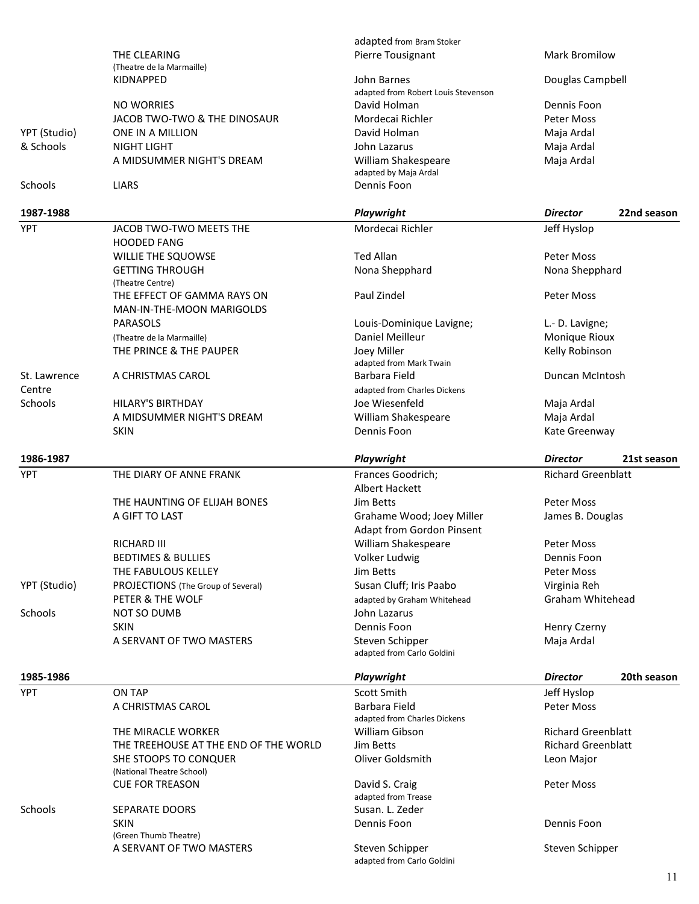| | | | |
|---|---|---|---|
| | | adapted from Bram Stoker | |
| | THE CLEARING (Theatre de la Marmaille) | Pierre Tousignant | Mark Bromilow |
| | KIDNAPPED | John Barnes adapted from Robert Louis Stevenson | Douglas Campbell |
| | NO WORRIES | David Holman | Dennis Foon |
| | JACOB TWO-TWO & THE DINOSAUR | Mordecai Richler | Peter Moss |
| YPT (Studio) & Schools | ONE IN A MILLION | David Holman | Maja Ardal |
| | NIGHT LIGHT | John Lazarus | Maja Ardal |
| | A MIDSUMMER NIGHT'S DREAM | William Shakespeare adapted by Maja Ardal | Maja Ardal |
| Schools | LIARS | Dennis Foon | |

| **1987-1988** | | ***Playwright*** | ***Director*** **22nd season** |
|---|---|---|---|
| YPT | JACOB TWO-TWO MEETS THE HOODED FANG | Mordecai Richler | Jeff Hyslop |
| | WILLIE THE SQUOWSE | Ted Allan | Peter Moss |
| | GETTING THROUGH (Theatre Centre) | Nona Shepphard | Nona Shepphard |
| | THE EFFECT OF GAMMA RAYS ON MAN-IN-THE-MOON MARIGOLDS | Paul Zindel | Peter Moss |
| | PARASOLS (Theatre de la Marmaille) | Louis-Dominique Lavigne; Daniel Meilleur | L.- D. Lavigne; Monique Rioux |
| | THE PRINCE & THE PAUPER | Joey Miller adapted from Mark Twain | Kelly Robinson |
| St. Lawrence Centre | A CHRISTMAS CAROL | Barbara Field adapted from Charles Dickens | Duncan McIntosh |
| Schools | HILARY'S BIRTHDAY | Joe Wiesenfeld | Maja Ardal |
| | A MIDSUMMER NIGHT'S DREAM | William Shakespeare | Maja Ardal |
| | SKIN | Dennis Foon | Kate Greenway |

| **1986-1987** | | ***Playwright*** | ***Director*** **21st season** |
|---|---|---|---|
| YPT | THE DIARY OF ANNE FRANK | Frances Goodrich; Albert Hackett | Richard Greenblatt |
| | THE HAUNTING OF ELIJAH BONES | Jim Betts | Peter Moss |
| | A GIFT TO LAST | Grahame Wood; Joey Miller Adapt from Gordon Pinsent | James B. Douglas |
| | RICHARD III | William Shakespeare | Peter Moss |
| | BEDTIMES & BULLIES | Volker Ludwig | Dennis Foon |
| | THE FABULOUS KELLEY | Jim Betts | Peter Moss |
| YPT (Studio) | PROJECTIONS (The Group of Several) | Susan Cluff; Iris Paabo | Virginia Reh |
| | PETER & THE WOLF | adapted by Graham Whitehead | Graham Whitehead |
| Schools | NOT SO DUMB | John Lazarus | |
| | SKIN | Dennis Foon | Henry Czerny |
| | A SERVANT OF TWO MASTERS | Steven Schipper adapted from Carlo Goldini | Maja Ardal |

| **1985-1986** | | ***Playwright*** | ***Director*** **20th season** |
|---|---|---|---|
| YPT | ON TAP | Scott Smith | Jeff Hyslop |
| | A CHRISTMAS CAROL | Barbara Field adapted from Charles Dickens | Peter Moss |
| | THE MIRACLE WORKER | William Gibson | Richard Greenblatt |
| | THE TREEHOUSE AT THE END OF THE WORLD | Jim Betts | Richard Greenblatt |
| | SHE STOOPS TO CONQUER (National Theatre School) | Oliver Goldsmith | Leon Major |
| | CUE FOR TREASON | David S. Craig adapted from Trease | Peter Moss |
| Schools | SEPARATE DOORS | Susan. L. Zeder | |
| | SKIN (Green Thumb Theatre) | Dennis Foon | Dennis Foon |
| | A SERVANT OF TWO MASTERS | Steven Schipper adapted from Carlo Goldini | Steven Schipper |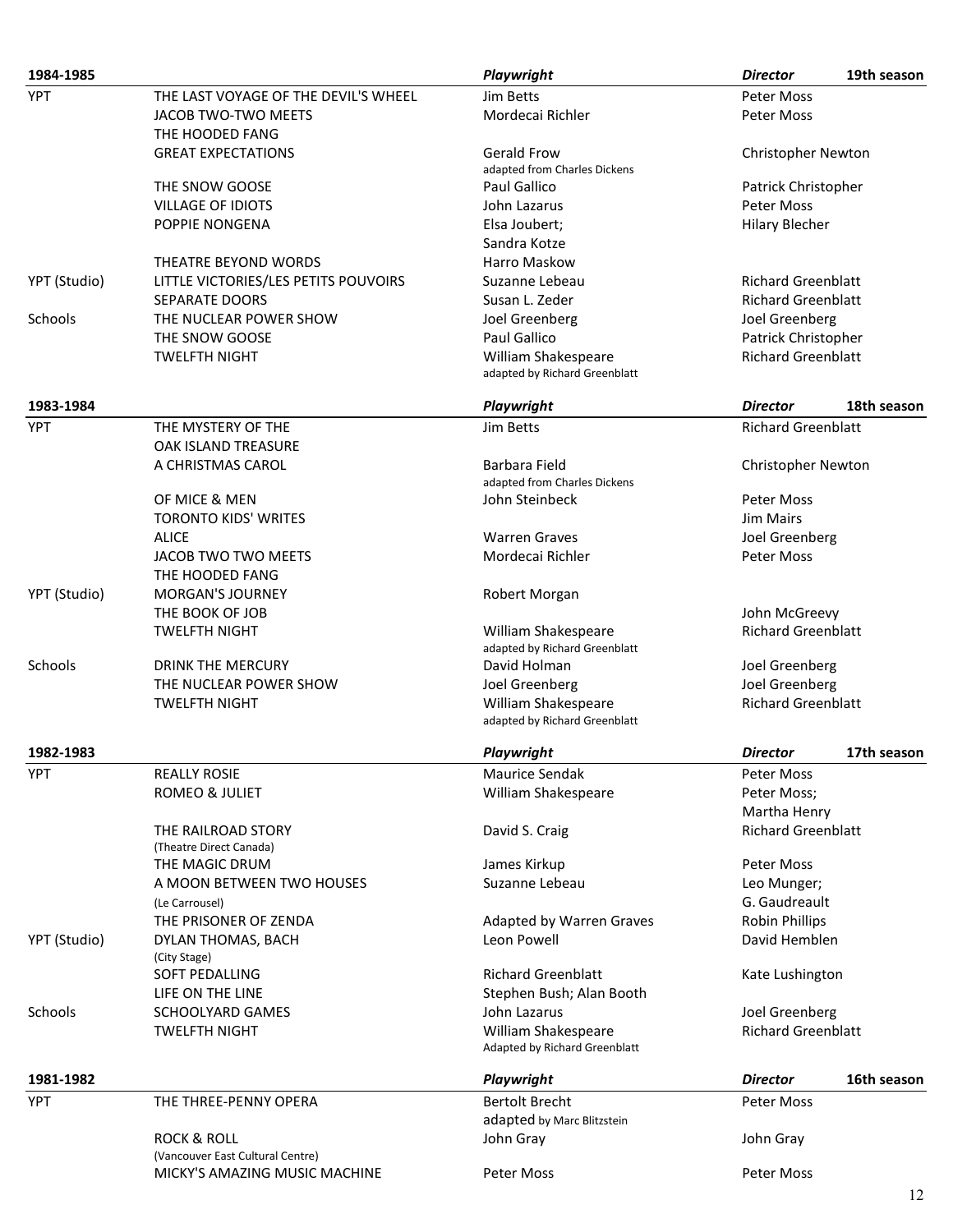| 1984-1985 | | *Playwright* | *Director* | 19th season |
|---|---|---|---|---|
| YPT | THE LAST VOYAGE OF THE DEVIL'S WHEEL | Jim Betts | Peter Moss | |
| | JACOB TWO-TWO MEETS THE HOODED FANG | Mordecai Richler | Peter Moss | |
| | GREAT EXPECTATIONS | Gerald Frow adapted from Charles Dickens | Christopher Newton | |
| | THE SNOW GOOSE | Paul Gallico | Patrick Christopher | |
| | VILLAGE OF IDIOTS | John Lazarus | Peter Moss | |
| | POPPIE NONGENA | Elsa Joubert; Sandra Kotze | Hilary Blecher | |
| | THEATRE BEYOND WORDS | Harro Maskow | | |
| YPT (Studio) | LITTLE VICTORIES/LES PETITS POUVOIRS | Suzanne Lebeau | Richard Greenblatt | |
| | SEPARATE DOORS | Susan L. Zeder | Richard Greenblatt | |
| Schools | THE NUCLEAR POWER SHOW | Joel Greenberg | Joel Greenberg | |
| | THE SNOW GOOSE | Paul Gallico | Patrick Christopher | |
| | TWELFTH NIGHT | William Shakespeare adapted by Richard Greenblatt | Richard Greenblatt | |

| 1983-1984 | | *Playwright* | *Director* | 18th season |
|---|---|---|---|---|
| YPT | THE MYSTERY OF THE OAK ISLAND TREASURE | Jim Betts | Richard Greenblatt | |
| | A CHRISTMAS CAROL | Barbara Field adapted from Charles Dickens | Christopher Newton | |
| | OF MICE & MEN | John Steinbeck | Peter Moss | |
| | TORONTO KIDS' WRITES | | Jim Mairs | |
| | ALICE | Warren Graves | Joel Greenberg | |
| | JACOB TWO TWO MEETS THE HOODED FANG | Mordecai Richler | Peter Moss | |
| YPT (Studio) | MORGAN'S JOURNEY | Robert Morgan | | |
| | THE BOOK OF JOB | | John McGreevy | |
| | TWELFTH NIGHT | William Shakespeare adapted by Richard Greenblatt | Richard Greenblatt | |
| Schools | DRINK THE MERCURY | David Holman | Joel Greenberg | |
| | THE NUCLEAR POWER SHOW | Joel Greenberg | Joel Greenberg | |
| | TWELFTH NIGHT | William Shakespeare adapted by Richard Greenblatt | Richard Greenblatt | |

| 1982-1983 | | *Playwright* | *Director* | 17th season |
|---|---|---|---|---|
| YPT | REALLY ROSIE | Maurice Sendak | Peter Moss | |
| | ROMEO & JULIET | William Shakespeare | Peter Moss; Martha Henry | |
| | THE RAILROAD STORY (Theatre Direct Canada) | David S. Craig | Richard Greenblatt | |
| | THE MAGIC DRUM | James Kirkup | Peter Moss | |
| | A MOON BETWEEN TWO HOUSES (Le Carrousel) | Suzanne Lebeau | Leo Munger; G. Gaudreault | |
| | THE PRISONER OF ZENDA | Adapted by Warren Graves | Robin Phillips | |
| YPT (Studio) | DYLAN THOMAS, BACH (City Stage) | Leon Powell | David Hemblen | |
| | SOFT PEDALLING | Richard Greenblatt | Kate Lushington | |
| | LIFE ON THE LINE | Stephen Bush; Alan Booth | | |
| Schools | SCHOOLYARD GAMES | John Lazarus | Joel Greenberg | |
| | TWELFTH NIGHT | William Shakespeare Adapted by Richard Greenblatt | Richard Greenblatt | |

| 1981-1982 | | *Playwright* | *Director* | 16th season |
|---|---|---|---|---|
| YPT | THE THREE-PENNY OPERA | Bertolt Brecht adapted by Marc Blitzstein | Peter Moss | |
| | ROCK & ROLL (Vancouver East Cultural Centre) | John Gray | John Gray | |
| | MICKY'S AMAZING MUSIC MACHINE | Peter Moss | Peter Moss | |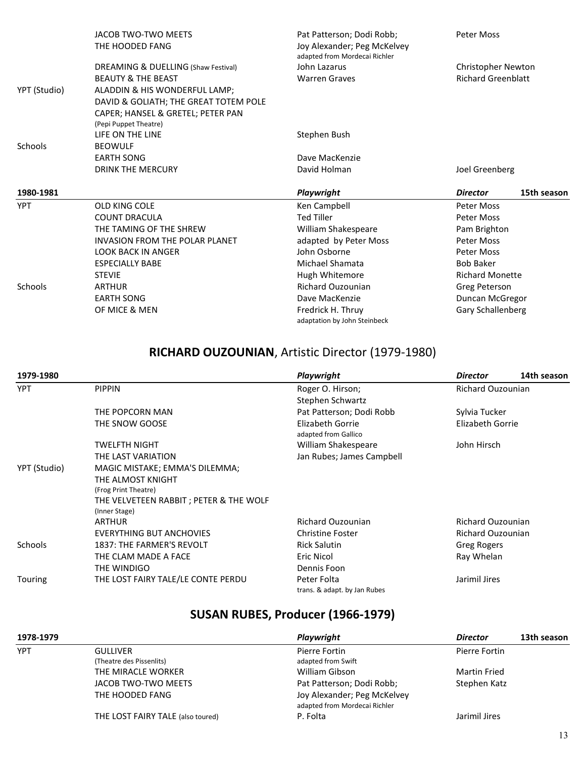| | | | |
|---|---|---|---|
| | JACOB TWO-TWO MEETS THE HOODED FANG | Pat Patterson; Dodi Robb; Joy Alexander; Peg McKelvey adapted from Mordecai Richler | Peter Moss |
| | DREAMING & DUELLING (Shaw Festival) | John Lazarus | Christopher Newton |
| | BEAUTY & THE BEAST | Warren Graves | Richard Greenblatt |
| YPT (Studio) | ALADDIN & HIS WONDERFUL LAMP; DAVID & GOLIATH; THE GREAT TOTEM POLE CAPER; HANSEL & GRETEL; PETER PAN (Pepi Puppet Theatre) | | |
| | LIFE ON THE LINE | Stephen Bush | |
| Schools | BEOWULF | | |
| | EARTH SONG | Dave MacKenzie | |
| | DRINK THE MERCURY | David Holman | Joel Greenberg |

| 1980-1981 | | *Playwright* | *Director* 15th season |
|---|---|---|---|
| YPT | OLD KING COLE | Ken Campbell | Peter Moss |
| | COUNT DRACULA | Ted Tiller | Peter Moss |
| | THE TAMING OF THE SHREW | William Shakespeare | Pam Brighton |
| | INVASION FROM THE POLAR PLANET | adapted by Peter Moss | Peter Moss |
| | LOOK BACK IN ANGER | John Osborne | Peter Moss |
| | ESPECIALLY BABE | Michael Shamata | Bob Baker |
| | STEVIE | Hugh Whitemore | Richard Monette |
| Schools | ARTHUR | Richard Ouzounian | Greg Peterson |
| | EARTH SONG | Dave MacKenzie | Duncan McGregor |
| | OF MICE & MEN | Fredrick H. Thruy adaptation by John Steinbeck | Gary Schallenberg |

## **RICHARD OUZOUNIAN**, Artistic Director (1979-1980)

| 1979-1980 | | *Playwright* | *Director* 14th season |
|---|---|---|---|
| YPT | PIPPIN | Roger O. Hirson; Stephen Schwartz | Richard Ouzounian |
| | THE POPCORN MAN | Pat Patterson; Dodi Robb | Sylvia Tucker |
| | THE SNOW GOOSE | Elizabeth Gorrie adapted from Gallico | Elizabeth Gorrie |
| | TWELFTH NIGHT | William Shakespeare | John Hirsch |
| | THE LAST VARIATION | Jan Rubes; James Campbell | |
| YPT (Studio) | MAGIC MISTAKE; EMMA'S DILEMMA; THE ALMOST KNIGHT (Frog Print Theatre) | | |
| | THE VELVETEEN RABBIT ; PETER & THE WOLF (Inner Stage) | | |
| | ARTHUR | Richard Ouzounian | Richard Ouzounian |
| | EVERYTHING BUT ANCHOVIES | Christine Foster | Richard Ouzounian |
| Schools | 1837: THE FARMER'S REVOLT | Rick Salutin | Greg Rogers |
| | THE CLAM MADE A FACE | Eric Nicol | Ray Whelan |
| | THE WINDIGO | Dennis Foon | |
| Touring | THE LOST FAIRY TALE/LE CONTE PERDU | Peter Folta trans. & adapt. by Jan Rubes | Jarimil Jires |

## **SUSAN RUBES, Producer (1966-1979)**

| 1978-1979 | | *Playwright* | *Director* 13th season |
|---|---|---|---|
| YPT | GULLIVER (Theatre des Pissenlits) | Pierre Fortin adapted from Swift | Pierre Fortin |
| | THE MIRACLE WORKER | William Gibson | Martin Fried |
| | JACOB TWO-TWO MEETS THE HOODED FANG | Pat Patterson; Dodi Robb; Joy Alexander; Peg McKelvey adapted from Mordecai Richler | Stephen Katz |
| | THE LOST FAIRY TALE (also toured) | P. Folta | Jarimil Jires |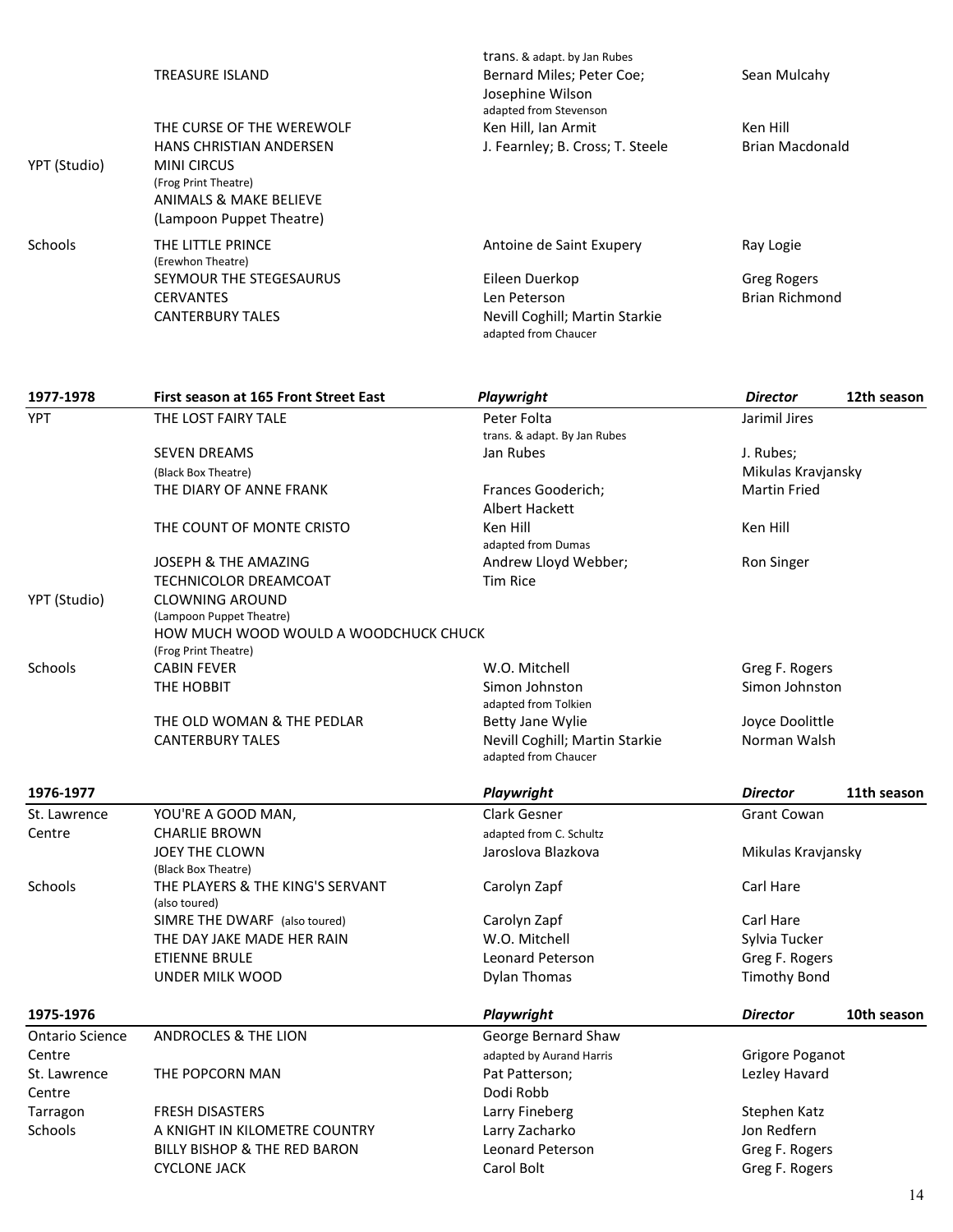| | | | |
|---|---|---|---|
| | TREASURE ISLAND | trans. & adapt. by Jan Rubes<br>Bernard Miles; Peter Coe; Josephine Wilson<br>adapted from Stevenson | Sean Mulcahy |
| | THE CURSE OF THE WEREWOLF | Ken Hill, Ian Armit | Ken Hill |
| | HANS CHRISTIAN ANDERSEN | J. Fearnley; B. Cross; T. Steele | Brian Macdonald |
| YPT (Studio) | MINI CIRCUS<br>(Frog Print Theatre) | | |
| | ANIMALS & MAKE BELIEVE<br>(Lampoon Puppet Theatre) | | |
| Schools | THE LITTLE PRINCE<br>(Erewhon Theatre) | Antoine de Saint Exupery | Ray Logie |
| | SEYMOUR THE STEGESAURUS | Eileen Duerkop | Greg Rogers |
| | CERVANTES | Len Peterson | Brian Richmond |
| | CANTERBURY TALES | Nevill Coghill; Martin Starkie<br>adapted from Chaucer | |

| 1977-1978 | First season at 165 Front Street East | *Playwright* | *Director* | 12th season |
|---|---|---|---|---|
| YPT | THE LOST FAIRY TALE | Peter Folta<br>trans. & adapt. By Jan Rubes | Jarimil Jires | |
| | SEVEN DREAMS<br>(Black Box Theatre) | Jan Rubes | J. Rubes;<br>Mikulas Kravjansky | |
| | THE DIARY OF ANNE FRANK | Frances Gooderich;<br>Albert Hackett | Martin Fried | |
| | THE COUNT OF MONTE CRISTO | Ken Hill<br>adapted from Dumas | Ken Hill | |
| | JOSEPH & THE AMAZING TECHNICOLOR DREAMCOAT | Andrew Lloyd Webber;<br>Tim Rice | Ron Singer | |
| YPT (Studio) | CLOWNING AROUND<br>(Lampoon Puppet Theatre) | | | |
| | HOW MUCH WOOD WOULD A WOODCHUCK CHUCK<br>(Frog Print Theatre) | | | |
| Schools | CABIN FEVER | W.O. Mitchell | Greg F. Rogers | |
| | THE HOBBIT | Simon Johnston<br>adapted from Tolkien | Simon Johnston | |
| | THE OLD WOMAN & THE PEDLAR | Betty Jane Wylie | Joyce Doolittle | |
| | CANTERBURY TALES | Nevill Coghill; Martin Starkie<br>adapted from Chaucer | Norman Walsh | |

| 1976-1977 | | *Playwright* | *Director* | 11th season |
|---|---|---|---|---|
| St. Lawrence Centre | YOU'RE A GOOD MAN, CHARLIE BROWN | Clark Gesner<br>adapted from C. Schultz | Grant Cowan | |
| | JOEY THE CLOWN<br>(Black Box Theatre) | Jaroslova Blazkova | Mikulas Kravjansky | |
| Schools | THE PLAYERS & THE KING'S SERVANT<br>(also toured) | Carolyn Zapf | Carl Hare | |
| | SIMRE THE DWARF (also toured) | Carolyn Zapf | Carl Hare | |
| | THE DAY JAKE MADE HER RAIN | W.O. Mitchell | Sylvia Tucker | |
| | ETIENNE BRULE | Leonard Peterson | Greg F. Rogers | |
| | UNDER MILK WOOD | Dylan Thomas | Timothy Bond | |

| 1975-1976 | | *Playwright* | *Director* | 10th season |
|---|---|---|---|---|
| Ontario Science Centre | ANDROCLES & THE LION | George Bernard Shaw<br>adapted by Aurand Harris | Grigore Poganot | |
| St. Lawrence Centre | THE POPCORN MAN | Pat Patterson;<br>Dodi Robb | Lezley Havard | |
| Tarragon | FRESH DISASTERS | Larry Fineberg | Stephen Katz | |
| Schools | A KNIGHT IN KILOMETRE COUNTRY | Larry Zacharko | Jon Redfern | |
| | BILLY BISHOP & THE RED BARON | Leonard Peterson | Greg F. Rogers | |
| | CYCLONE JACK | Carol Bolt | Greg F. Rogers | |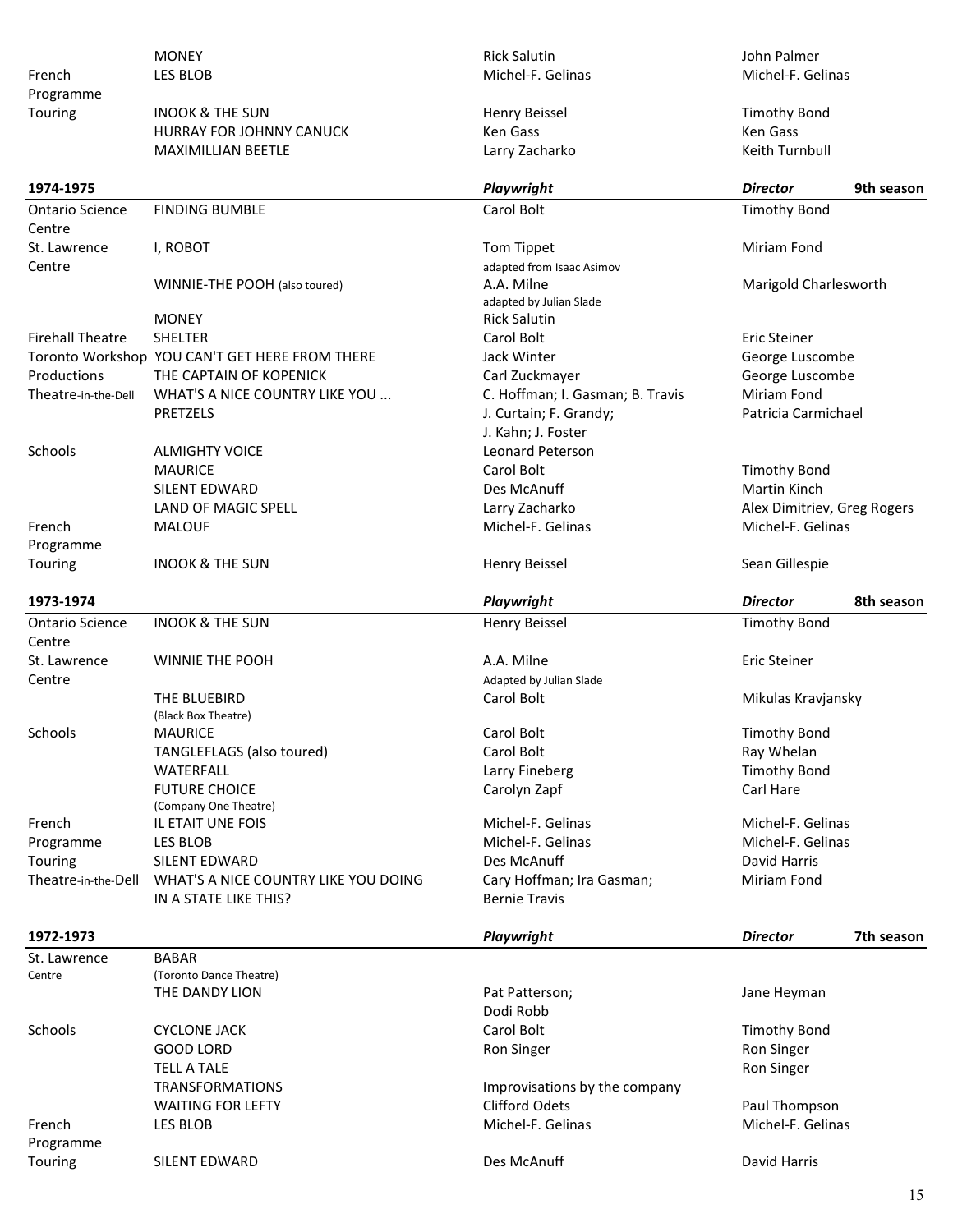| | | | |
|---|---|---|---|
| | MONEY | Rick Salutin | John Palmer |
| French Programme | LES BLOB | Michel-F. Gelinas | Michel-F. Gelinas |
| Touring | INOOK & THE SUN | Henry Beissel | Timothy Bond |
| | HURRAY FOR JOHNNY CANUCK | Ken Gass | Ken Gass |
| | MAXIMILLIAN BEETLE | Larry Zacharko | Keith Turnbull |

| **1974-1975** | | ***Playwright*** | ***Director*** **9th season** |
|---|---|---|---|
| Ontario Science Centre | FINDING BUMBLE | Carol Bolt | Timothy Bond |
| St. Lawrence Centre | I, ROBOT | Tom Tippet<br>adapted from Isaac Asimov | Miriam Fond |
| | WINNIE-THE POOH (also toured) | A.A. Milne<br>adapted by Julian Slade | Marigold Charlesworth |
| | MONEY | Rick Salutin | |
| Firehall Theatre | SHELTER | Carol Bolt | Eric Steiner |
| Toronto Workshop | YOU CAN'T GET HERE FROM THERE | Jack Winter | George Luscombe |
| Productions | THE CAPTAIN OF KOPENICK | Carl Zuckmayer | George Luscombe |
| Theatre-in-the-Dell | WHAT'S A NICE COUNTRY LIKE YOU ... | C. Hoffman; I. Gasman; B. Travis | Miriam Fond |
| | PRETZELS | J. Curtain; F. Grandy;<br>J. Kahn; J. Foster | Patricia Carmichael |
| Schools | ALMIGHTY VOICE | Leonard Peterson | |
| | MAURICE | Carol Bolt | Timothy Bond |
| | SILENT EDWARD | Des McAnuff | Martin Kinch |
| | LAND OF MAGIC SPELL | Larry Zacharko | Alex Dimitriev, Greg Rogers |
| French Programme | MALOUF | Michel-F. Gelinas | Michel-F. Gelinas |
| Touring | INOOK & THE SUN | Henry Beissel | Sean Gillespie |

| **1973-1974** | | ***Playwright*** | ***Director*** **8th season** |
|---|---|---|---|
| Ontario Science Centre | INOOK & THE SUN | Henry Beissel | Timothy Bond |
| St. Lawrence Centre | WINNIE THE POOH | A.A. Milne<br>Adapted by Julian Slade | Eric Steiner |
| | THE BLUEBIRD<br>(Black Box Theatre) | Carol Bolt | Mikulas Kravjansky |
| Schools | MAURICE | Carol Bolt | Timothy Bond |
| | TANGLEFLAGS (also toured) | Carol Bolt | Ray Whelan |
| | WATERFALL | Larry Fineberg | Timothy Bond |
| | FUTURE CHOICE<br>(Company One Theatre) | Carolyn Zapf | Carl Hare |
| French | IL ETAIT UNE FOIS | Michel-F. Gelinas | Michel-F. Gelinas |
| Programme | LES BLOB | Michel-F. Gelinas | Michel-F. Gelinas |
| Touring | SILENT EDWARD | Des McAnuff | David Harris |
| Theatre-in-the-Dell | WHAT'S A NICE COUNTRY LIKE YOU DOING IN A STATE LIKE THIS? | Cary Hoffman; Ira Gasman;<br>Bernie Travis | Miriam Fond |

| **1972-1973** | | ***Playwright*** | ***Director*** **7th season** |
|---|---|---|---|
| St. Lawrence Centre | BABAR<br>(Toronto Dance Theatre) | | |
| | THE DANDY LION | Pat Patterson;<br>Dodi Robb | Jane Heyman |
| Schools | CYCLONE JACK | Carol Bolt | Timothy Bond |
| | GOOD LORD | Ron Singer | Ron Singer |
| | TELL A TALE | | Ron Singer |
| | TRANSFORMATIONS | Improvisations by the company | |
| | WAITING FOR LEFTY | Clifford Odets | Paul Thompson |
| French Programme | LES BLOB | Michel-F. Gelinas | Michel-F. Gelinas |
| Touring | SILENT EDWARD | Des McAnuff | David Harris |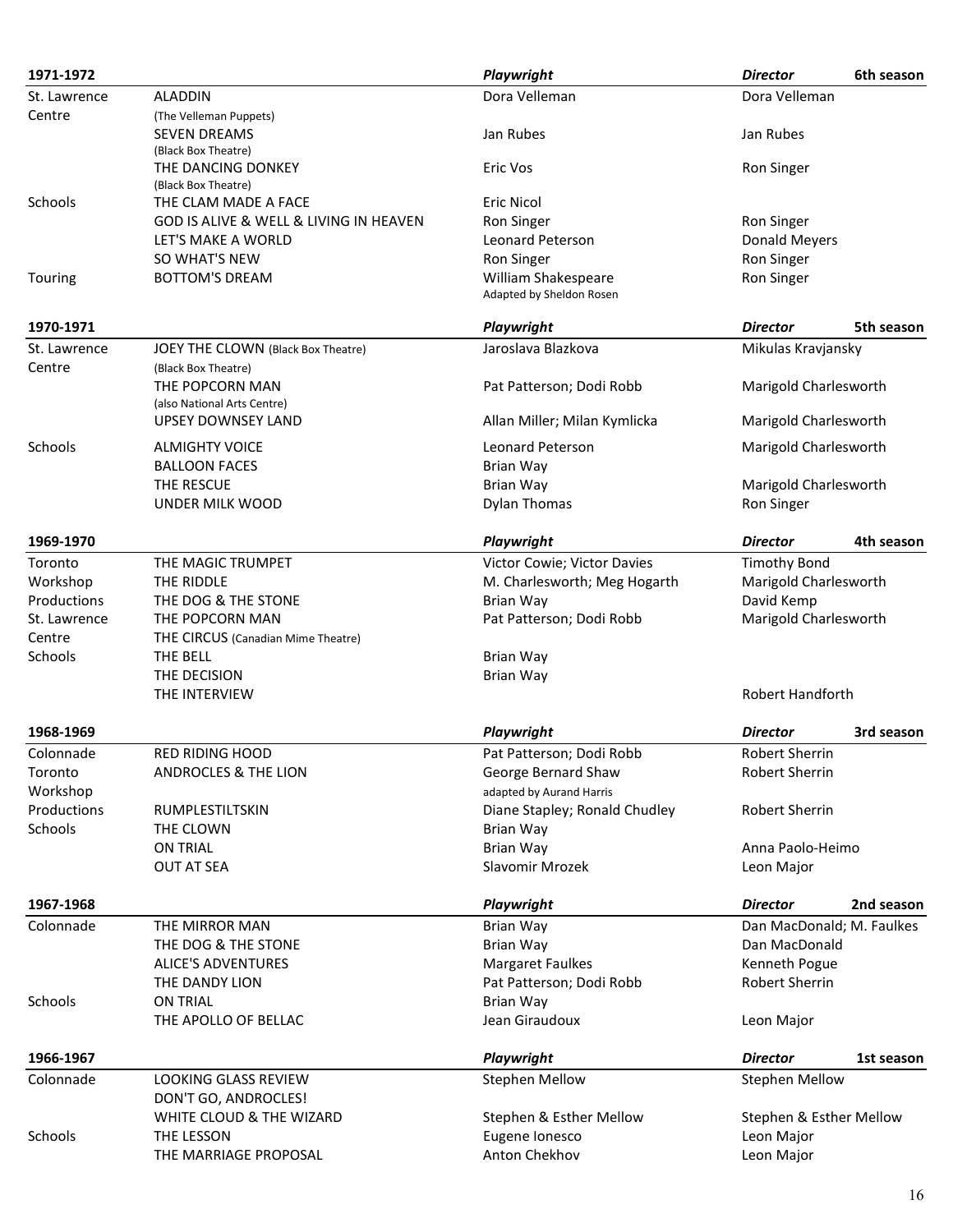| 1971-1972 | | *Playwright* | *Director* | 6th season |
|---|---|---|---|---|
| St. Lawrence Centre | ALADDIN (The Velleman Puppets) | Dora Velleman | Dora Velleman | |
| | SEVEN DREAMS (Black Box Theatre) | Jan Rubes | Jan Rubes | |
| | THE DANCING DONKEY (Black Box Theatre) | Eric Vos | Ron Singer | |
| Schools | THE CLAM MADE A FACE | Eric Nicol | | |
| | GOD IS ALIVE & WELL & LIVING IN HEAVEN | Ron Singer | Ron Singer | |
| | LET'S MAKE A WORLD | Leonard Peterson | Donald Meyers | |
| | SO WHAT'S NEW | Ron Singer | Ron Singer | |
| Touring | BOTTOM'S DREAM | William Shakespeare Adapted by Sheldon Rosen | Ron Singer | |

| 1970-1971 | | *Playwright* | *Director* | 5th season |
|---|---|---|---|---|
| St. Lawrence Centre | JOEY THE CLOWN (Black Box Theatre) | Jaroslava Blazkova | Mikulas Kravjansky | |
| | (Black Box Theatre) THE POPCORN MAN (also National Arts Centre) | Pat Patterson; Dodi Robb | Marigold Charlesworth | |
| | UPSEY DOWNSEY LAND | Allan Miller; Milan Kymlicka | Marigold Charlesworth | |
| Schools | ALMIGHTY VOICE | Leonard Peterson | Marigold Charlesworth | |
| | BALLOON FACES | Brian Way | | |
| | THE RESCUE | Brian Way | Marigold Charlesworth | |
| | UNDER MILK WOOD | Dylan Thomas | Ron Singer | |

| 1969-1970 | | *Playwright* | *Director* | 4th season |
|---|---|---|---|---|
| Toronto Workshop Productions | THE MAGIC TRUMPET | Victor Cowie; Victor Davies | Timothy Bond | |
| | THE RIDDLE | M. Charlesworth; Meg Hogarth | Marigold Charlesworth | |
| | THE DOG & THE STONE | Brian Way | David Kemp | |
| St. Lawrence Centre | THE POPCORN MAN | Pat Patterson; Dodi Robb | Marigold Charlesworth | |
| | THE CIRCUS (Canadian Mime Theatre) | | | |
| Schools | THE BELL | Brian Way | | |
| | THE DECISION | Brian Way | | |
| | THE INTERVIEW | | Robert Handforth | |

| 1968-1969 | | *Playwright* | *Director* | 3rd season |
|---|---|---|---|---|
| Colonnade | RED RIDING HOOD | Pat Patterson; Dodi Robb | Robert Sherrin | |
| Toronto Workshop Productions | ANDROCLES & THE LION | George Bernard Shaw adapted by Aurand Harris | Robert Sherrin | |
| | RUMPLESTILTSKIN | Diane Stapley; Ronald Chudley | Robert Sherrin | |
| Schools | THE CLOWN | Brian Way | | |
| | ON TRIAL | Brian Way | Anna Paolo-Heimo | |
| | OUT AT SEA | Slavomir Mrozek | Leon Major | |

| 1967-1968 | | *Playwright* | *Director* | 2nd season |
|---|---|---|---|---|
| Colonnade | THE MIRROR MAN | Brian Way | Dan MacDonald; M. Faulkes | |
| | THE DOG & THE STONE | Brian Way | Dan MacDonald | |
| | ALICE'S ADVENTURES | Margaret Faulkes | Kenneth Pogue | |
| | THE DANDY LION | Pat Patterson; Dodi Robb | Robert Sherrin | |
| Schools | ON TRIAL | Brian Way | | |
| | THE APOLLO OF BELLAC | Jean Giraudoux | Leon Major | |

| 1966-1967 | | *Playwright* | *Director* | 1st season |
|---|---|---|---|---|
| Colonnade | LOOKING GLASS REVIEW | Stephen Mellow | Stephen Mellow | |
| | DON'T GO, ANDROCLES! | | | |
| | WHITE CLOUD & THE WIZARD | Stephen & Esther Mellow | Stephen & Esther Mellow | |
| Schools | THE LESSON | Eugene Ionesco | Leon Major | |
| | THE MARRIAGE PROPOSAL | Anton Chekhov | Leon Major | |